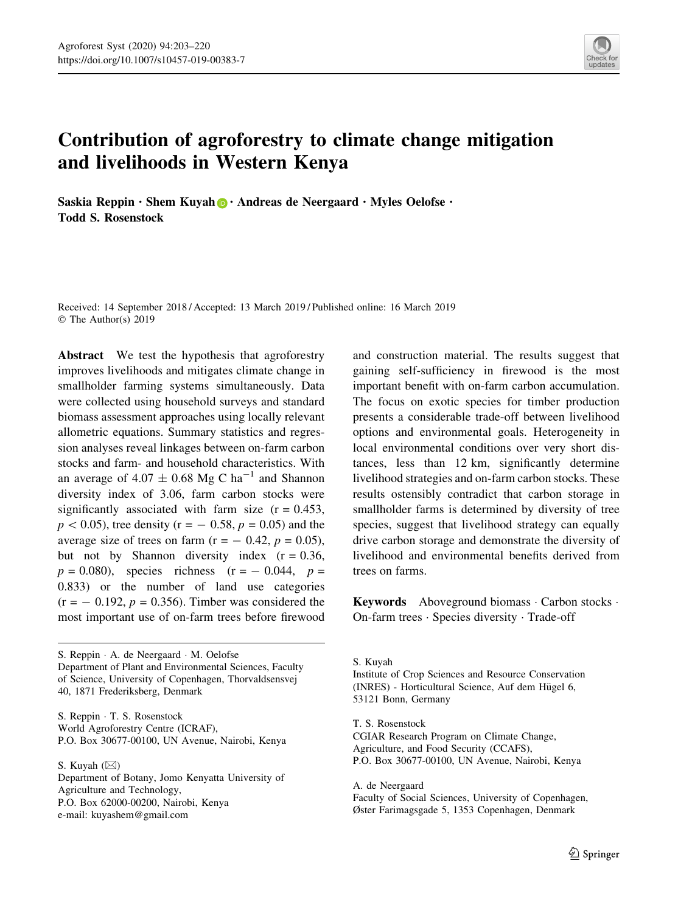# Contribution of agroforestry to climate change mitigation and livelihoods in Western Kenya

**Saskia Reppin · Shem Kuyah · Andreas de Neergaard · Myles Oelofse · Todd S. Rosenstock**

Received: 14 September 2018 / Accepted: 13 March 2019 / Published online: 16 March 2019
© The Author(s) 2019

**Abstract** We test the hypothesis that agroforestry improves livelihoods and mitigates climate change in smallholder farming systems simultaneously. Data were collected using household surveys and standard biomass assessment approaches using locally relevant allometric equations. Summary statistics and regression analyses reveal linkages between on-farm carbon stocks and farm- and household characteristics. With an average of 4.07 ± 0.68 Mg C ha$^{-1}$ and Shannon diversity index of 3.06, farm carbon stocks were significantly associated with farm size ($r = 0.453$, $p < 0.05$), tree density ($r = -0.58$, $p = 0.05$) and the average size of trees on farm ($r = -0.42$, $p = 0.05$), but not by Shannon diversity index ($r = 0.36$, $p = 0.080$), species richness ($r = -0.044$, $p = 0.833$) or the number of land use categories ($r = -0.192$, $p = 0.356$). Timber was considered the most important use of on-farm trees before firewood and construction material. The results suggest that gaining self-sufficiency in firewood is the most important benefit with on-farm carbon accumulation. The focus on exotic species for timber production presents a considerable trade-off between livelihood options and environmental goals. Heterogeneity in local environmental conditions over very short distances, less than 12 km, significantly determine livelihood strategies and on-farm carbon stocks. These results ostensibly contradict that carbon storage in smallholder farms is determined by diversity of tree species, suggest that livelihood strategy can equally drive carbon storage and demonstrate the diversity of livelihood and environmental benefits derived from trees on farms.

**Keywords** Aboveground biomass · Carbon stocks · On-farm trees · Species diversity · Trade-off

---

S. Reppin · A. de Neergaard · M. Oelofse
Department of Plant and Environmental Sciences, Faculty of Science, University of Copenhagen, Thorvaldsensvej 40, 1871 Frederiksberg, Denmark

S. Reppin · T. S. Rosenstock
World Agroforestry Centre (ICRAF), P.O. Box 30677-00100, UN Avenue, Nairobi, Kenya

S. Kuyah (✉)
Department of Botany, Jomo Kenyatta University of Agriculture and Technology, P.O. Box 62000-00200, Nairobi, Kenya
e-mail: kuyashem@gmail.com

S. Kuyah
Institute of Crop Sciences and Resource Conservation (INRES) - Horticultural Science, Auf dem Hügel 6, 53121 Bonn, Germany

T. S. Rosenstock
CGIAR Research Program on Climate Change, Agriculture, and Food Security (CCAFS), P.O. Box 30677-00100, UN Avenue, Nairobi, Kenya

A. de Neergaard
Faculty of Social Sciences, University of Copenhagen, Øster Farimagsgade 5, 1353 Copenhagen, Denmark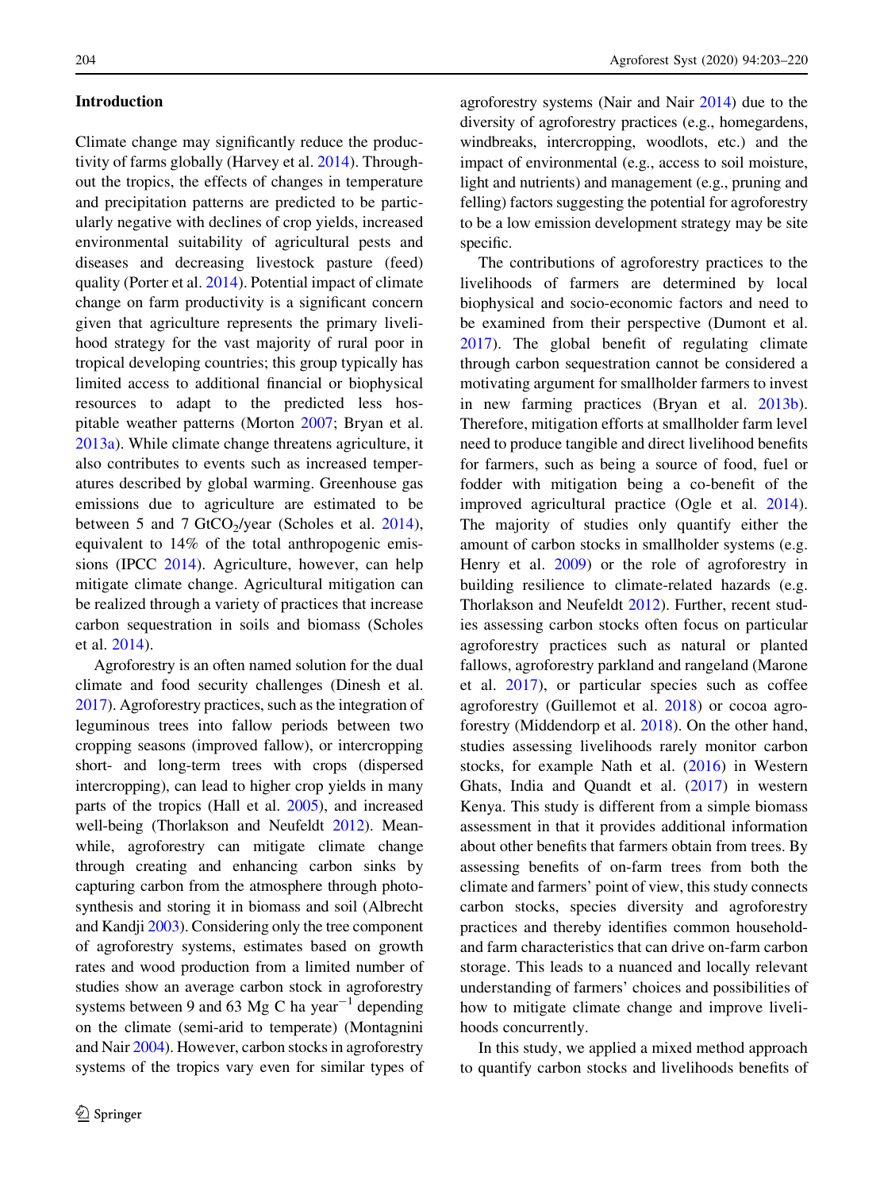## Introduction

Climate change may significantly reduce the productivity of farms globally (Harvey et al. 2014). Throughout the tropics, the effects of changes in temperature and precipitation patterns are predicted to be particularly negative with declines of crop yields, increased environmental suitability of agricultural pests and diseases and decreasing livestock pasture (feed) quality (Porter et al. 2014). Potential impact of climate change on farm productivity is a significant concern given that agriculture represents the primary livelihood strategy for the vast majority of rural poor in tropical developing countries; this group typically has limited access to additional financial or biophysical resources to adapt to the predicted less hospitable weather patterns (Morton 2007; Bryan et al. 2013a). While climate change threatens agriculture, it also contributes to events such as increased temperatures described by global warming. Greenhouse gas emissions due to agriculture are estimated to be between 5 and 7 $GtCO_2$/year (Scholes et al. 2014), equivalent to 14% of the total anthropogenic emissions (IPCC 2014). Agriculture, however, can help mitigate climate change. Agricultural mitigation can be realized through a variety of practices that increase carbon sequestration in soils and biomass (Scholes et al. 2014).

Agroforestry is an often named solution for the dual climate and food security challenges (Dinesh et al. 2017). Agroforestry practices, such as the integration of leguminous trees into fallow periods between two cropping seasons (improved fallow), or intercropping short- and long-term trees with crops (dispersed intercropping), can lead to higher crop yields in many parts of the tropics (Hall et al. 2005), and increased well-being (Thorlakson and Neufeldt 2012). Meanwhile, agroforestry can mitigate climate change through creating and enhancing carbon sinks by capturing carbon from the atmosphere through photosynthesis and storing it in biomass and soil (Albrecht and Kandji 2003). Considering only the tree component of agroforestry systems, estimates based on growth rates and wood production from a limited number of studies show an average carbon stock in agroforestry systems between 9 and 63 Mg C ha $year^{-1}$ depending on the climate (semi-arid to temperate) (Montagnini and Nair 2004). However, carbon stocks in agroforestry systems of the tropics vary even for similar types of agroforestry systems (Nair and Nair 2014) due to the diversity of agroforestry practices (e.g., homegardens, windbreaks, intercropping, woodlots, etc.) and the impact of environmental (e.g., access to soil moisture, light and nutrients) and management (e.g., pruning and felling) factors suggesting the potential for agroforestry to be a low emission development strategy may be site specific.

The contributions of agroforestry practices to the livelihoods of farmers are determined by local biophysical and socio-economic factors and need to be examined from their perspective (Dumont et al. 2017). The global benefit of regulating climate through carbon sequestration cannot be considered a motivating argument for smallholder farmers to invest in new farming practices (Bryan et al. 2013b). Therefore, mitigation efforts at smallholder farm level need to produce tangible and direct livelihood benefits for farmers, such as being a source of food, fuel or fodder with mitigation being a co-benefit of the improved agricultural practice (Ogle et al. 2014). The majority of studies only quantify either the amount of carbon stocks in smallholder systems (e.g. Henry et al. 2009) or the role of agroforestry in building resilience to climate-related hazards (e.g. Thorlakson and Neufeldt 2012). Further, recent studies assessing carbon stocks often focus on particular agroforestry practices such as natural or planted fallows, agroforestry parkland and rangeland (Marone et al. 2017), or particular species such as coffee agroforestry (Guillemot et al. 2018) or cocoa agroforestry (Middendorp et al. 2018). On the other hand, studies assessing livelihoods rarely monitor carbon stocks, for example Nath et al. (2016) in Western Ghats, India and Quandt et al. (2017) in western Kenya. This study is different from a simple biomass assessment in that it provides additional information about other benefits that farmers obtain from trees. By assessing benefits of on-farm trees from both the climate and farmers' point of view, this study connects carbon stocks, species diversity and agroforestry practices and thereby identifies common household- and farm characteristics that can drive on-farm carbon storage. This leads to a nuanced and locally relevant understanding of farmers' choices and possibilities of how to mitigate climate change and improve livelihoods concurrently.

In this study, we applied a mixed method approach to quantify carbon stocks and livelihoods benefits of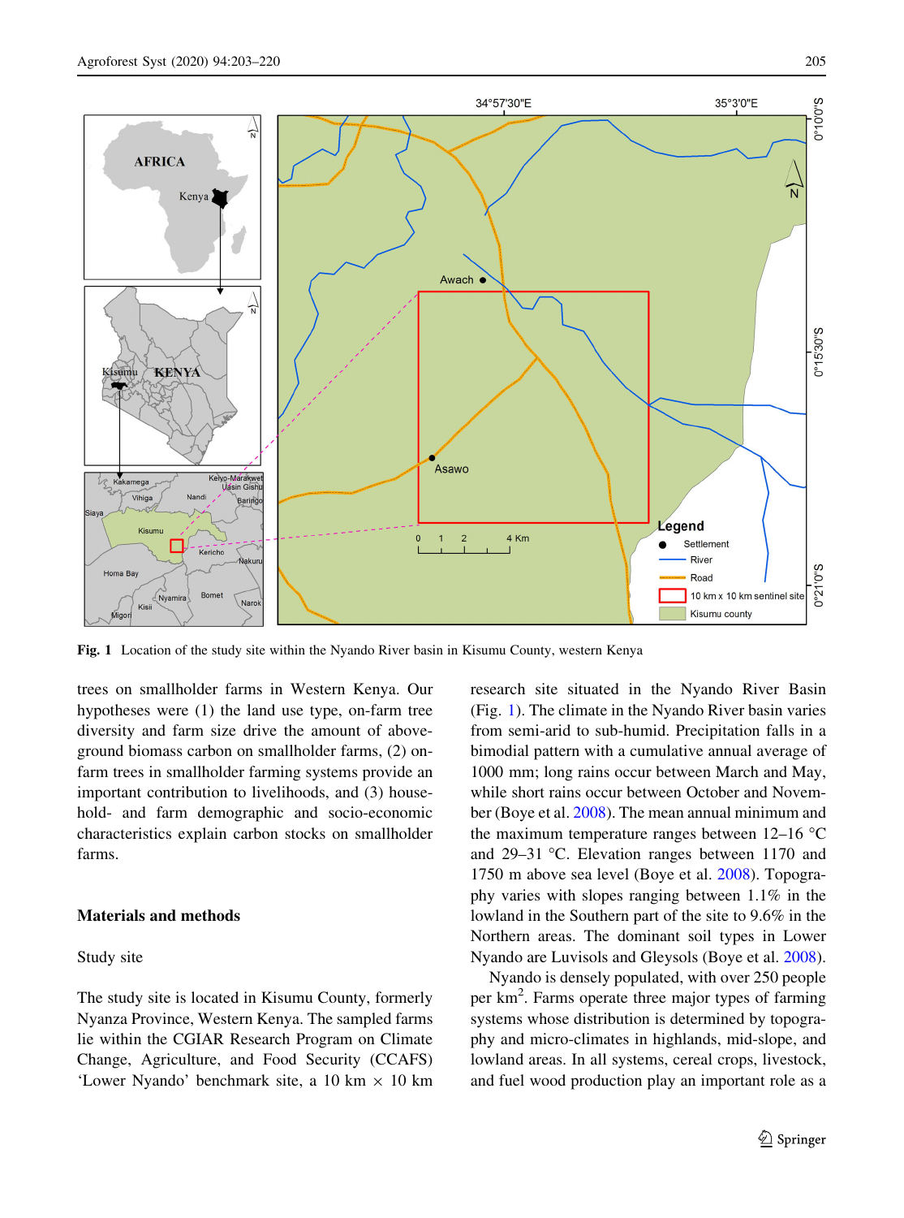**Fig. 1** Location of the study site within the Nyando River basin in Kisumu County, western Kenya

trees on smallholder farms in Western Kenya. Our hypotheses were (1) the land use type, on-farm tree diversity and farm size drive the amount of above-ground biomass carbon on smallholder farms, (2) on-farm trees in smallholder farming systems provide an important contribution to livelihoods, and (3) household- and farm demographic and socio-economic characteristics explain carbon stocks on smallholder farms.

## Materials and methods

### Study site

The study site is located in Kisumu County, formerly Nyanza Province, Western Kenya. The sampled farms lie within the CGIAR Research Program on Climate Change, Agriculture, and Food Security (CCAFS) 'Lower Nyando' benchmark site, a 10 km × 10 km research site situated in the Nyando River Basin (Fig. 1). The climate in the Nyando River basin varies from semi-arid to sub-humid. Precipitation falls in a bimodial pattern with a cumulative annual average of 1000 mm; long rains occur between March and May, while short rains occur between October and November (Boye et al. 2008). The mean annual minimum and the maximum temperature ranges between 12–16 °C and 29–31 °C. Elevation ranges between 1170 and 1750 m above sea level (Boye et al. 2008). Topography varies with slopes ranging between 1.1% in the lowland in the Southern part of the site to 9.6% in the Northern areas. The dominant soil types in Lower Nyando are Luvisols and Gleysols (Boye et al. 2008).

Nyando is densely populated, with over 250 people per km$^2$. Farms operate three major types of farming systems whose distribution is determined by topography and micro-climates in highlands, mid-slope, and lowland areas. In all systems, cereal crops, livestock, and fuel wood production play an important role as a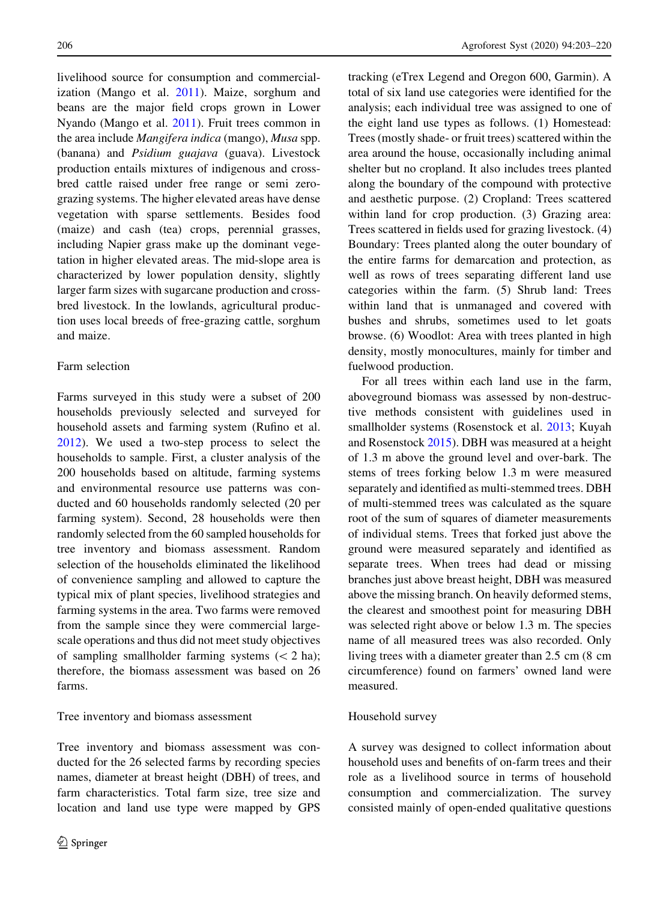livelihood source for consumption and commercialization (Mango et al. 2011). Maize, sorghum and beans are the major field crops grown in Lower Nyando (Mango et al. 2011). Fruit trees common in the area include *Mangifera indica* (mango), *Musa* spp. (banana) and *Psidium guajava* (guava). Livestock production entails mixtures of indigenous and cross-bred cattle raised under free range or semi zero-grazing systems. The higher elevated areas have dense vegetation with sparse settlements. Besides food (maize) and cash (tea) crops, perennial grasses, including Napier grass make up the dominant vegetation in higher elevated areas. The mid-slope area is characterized by lower population density, slightly larger farm sizes with sugarcane production and cross-bred livestock. In the lowlands, agricultural production uses local breeds of free-grazing cattle, sorghum and maize.

### Farm selection

Farms surveyed in this study were a subset of 200 households previously selected and surveyed for household assets and farming system (Rufino et al. 2012). We used a two-step process to select the households to sample. First, a cluster analysis of the 200 households based on altitude, farming systems and environmental resource use patterns was conducted and 60 households randomly selected (20 per farming system). Second, 28 households were then randomly selected from the 60 sampled households for tree inventory and biomass assessment. Random selection of the households eliminated the likelihood of convenience sampling and allowed to capture the typical mix of plant species, livelihood strategies and farming systems in the area. Two farms were removed from the sample since they were commercial large-scale operations and thus did not meet study objectives of sampling smallholder farming systems (< 2 ha); therefore, the biomass assessment was based on 26 farms.

### Tree inventory and biomass assessment

Tree inventory and biomass assessment was conducted for the 26 selected farms by recording species names, diameter at breast height (DBH) of trees, and farm characteristics. Total farm size, tree size and location and land use type were mapped by GPS tracking (eTrex Legend and Oregon 600, Garmin). A total of six land use categories were identified for the analysis; each individual tree was assigned to one of the eight land use types as follows. (1) Homestead: Trees (mostly shade- or fruit trees) scattered within the area around the house, occasionally including animal shelter but no cropland. It also includes trees planted along the boundary of the compound with protective and aesthetic purpose. (2) Cropland: Trees scattered within land for crop production. (3) Grazing area: Trees scattered in fields used for grazing livestock. (4) Boundary: Trees planted along the outer boundary of the entire farms for demarcation and protection, as well as rows of trees separating different land use categories within the farm. (5) Shrub land: Trees within land that is unmanaged and covered with bushes and shrubs, sometimes used to let goats browse. (6) Woodlot: Area with trees planted in high density, mostly monocultures, mainly for timber and fuelwood production.

For all trees within each land use in the farm, aboveground biomass was assessed by non-destructive methods consistent with guidelines used in smallholder systems (Rosenstock et al. 2013; Kuyah and Rosenstock 2015). DBH was measured at a height of 1.3 m above the ground level and over-bark. The stems of trees forking below 1.3 m were measured separately and identified as multi-stemmed trees. DBH of multi-stemmed trees was calculated as the square root of the sum of squares of diameter measurements of individual stems. Trees that forked just above the ground were measured separately and identified as separate trees. When trees had dead or missing branches just above breast height, DBH was measured above the missing branch. On heavily deformed stems, the clearest and smoothest point for measuring DBH was selected right above or below 1.3 m. The species name of all measured trees was also recorded. Only living trees with a diameter greater than 2.5 cm (8 cm circumference) found on farmers' owned land were measured.

### Household survey

A survey was designed to collect information about household uses and benefits of on-farm trees and their role as a livelihood source in terms of household consumption and commercialization. The survey consisted mainly of open-ended qualitative questions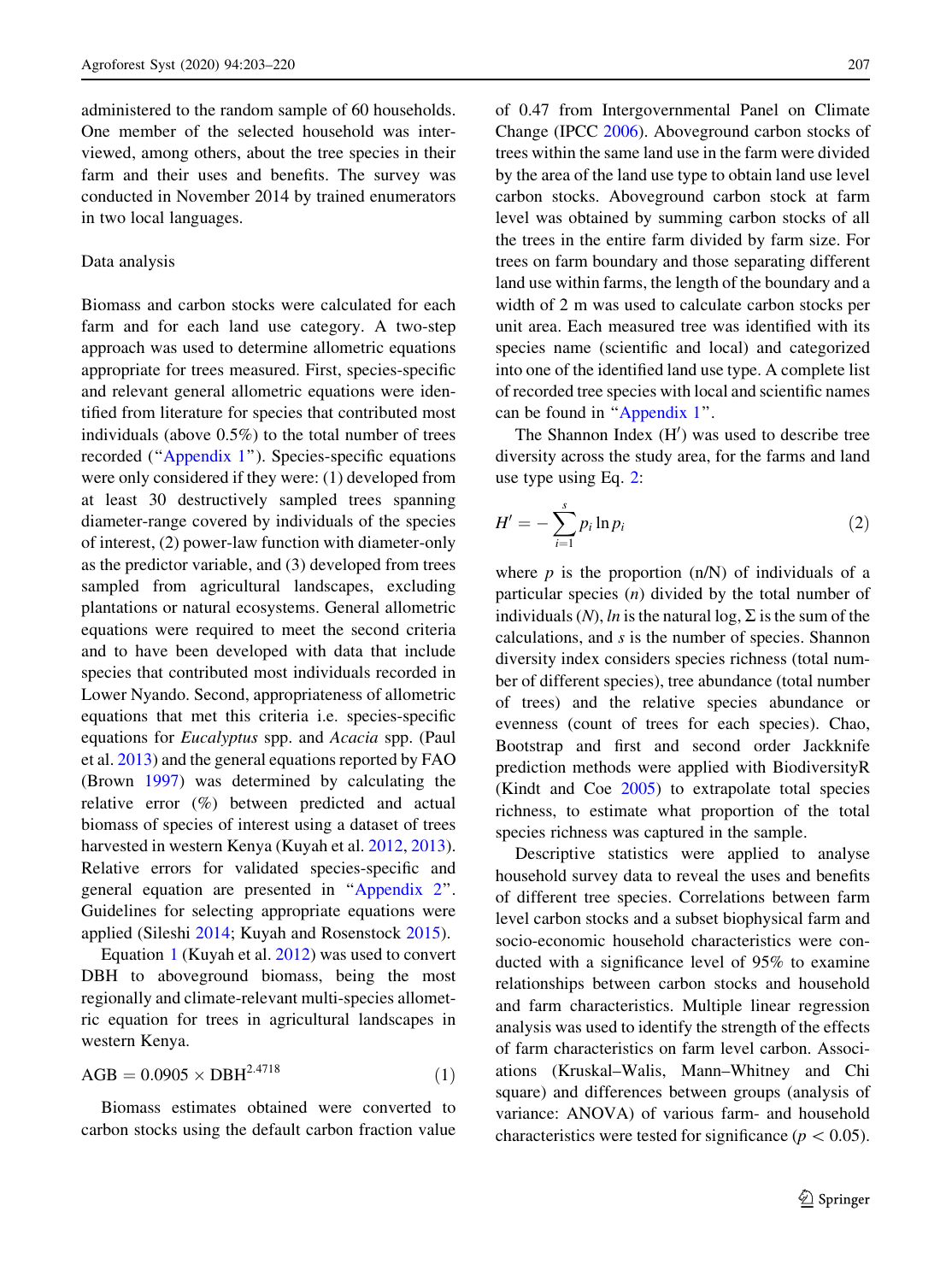administered to the random sample of 60 households. One member of the selected household was interviewed, among others, about the tree species in their farm and their uses and benefits. The survey was conducted in November 2014 by trained enumerators in two local languages.

## Data analysis

Biomass and carbon stocks were calculated for each farm and for each land use category. A two-step approach was used to determine allometric equations appropriate for trees measured. First, species-specific and relevant general allometric equations were identified from literature for species that contributed most individuals (above 0.5%) to the total number of trees recorded ("Appendix 1"). Species-specific equations were only considered if they were: (1) developed from at least 30 destructively sampled trees spanning diameter-range covered by individuals of the species of interest, (2) power-law function with diameter-only as the predictor variable, and (3) developed from trees sampled from agricultural landscapes, excluding plantations or natural ecosystems. General allometric equations were required to meet the second criteria and to have been developed with data that include species that contributed most individuals recorded in Lower Nyando. Second, appropriateness of allometric equations that met this criteria i.e. species-specific equations for *Eucalyptus* spp. and *Acacia* spp. (Paul et al. 2013) and the general equations reported by FAO (Brown 1997) was determined by calculating the relative error (%) between predicted and actual biomass of species of interest using a dataset of trees harvested in western Kenya (Kuyah et al. 2012, 2013). Relative errors for validated species-specific and general equation are presented in "Appendix 2". Guidelines for selecting appropriate equations were applied (Sileshi 2014; Kuyah and Rosenstock 2015).

Equation 1 (Kuyah et al. 2012) was used to convert DBH to aboveground biomass, being the most regionally and climate-relevant multi-species allometric equation for trees in agricultural landscapes in western Kenya.

$$\mathrm{AGB} = 0.0905 \times \mathrm{DBH}^{2.4718} \tag{1}$$

Biomass estimates obtained were converted to carbon stocks using the default carbon fraction value of 0.47 from Intergovernmental Panel on Climate Change (IPCC 2006). Aboveground carbon stocks of trees within the same land use in the farm were divided by the area of the land use type to obtain land use level carbon stocks. Aboveground carbon stock at farm level was obtained by summing carbon stocks of all the trees in the entire farm divided by farm size. For trees on farm boundary and those separating different land use within farms, the length of the boundary and a width of 2 m was used to calculate carbon stocks per unit area. Each measured tree was identified with its species name (scientific and local) and categorized into one of the identified land use type. A complete list of recorded tree species with local and scientific names can be found in "Appendix 1".

The Shannon Index ($H'$) was used to describe tree diversity across the study area, for the farms and land use type using Eq. 2:

$$H' = -\sum_{i=1}^{s} p_i \ln p_i \tag{2}$$

where $p$ is the proportion (n/N) of individuals of a particular species ($n$) divided by the total number of individuals ($N$), *ln* is the natural log, $\Sigma$ is the sum of the calculations, and $s$ is the number of species. Shannon diversity index considers species richness (total number of different species), tree abundance (total number of trees) and the relative species abundance or evenness (count of trees for each species). Chao, Bootstrap and first and second order Jackknife prediction methods were applied with BiodiversityR (Kindt and Coe 2005) to extrapolate total species richness, to estimate what proportion of the total species richness was captured in the sample.

Descriptive statistics were applied to analyse household survey data to reveal the uses and benefits of different tree species. Correlations between farm level carbon stocks and a subset biophysical farm and socio-economic household characteristics were conducted with a significance level of 95% to examine relationships between carbon stocks and household and farm characteristics. Multiple linear regression analysis was used to identify the strength of the effects of farm characteristics on farm level carbon. Associations (Kruskal–Walis, Mann–Whitney and Chi square) and differences between groups (analysis of variance: ANOVA) of various farm- and household characteristics were tested for significance ($p < 0.05$).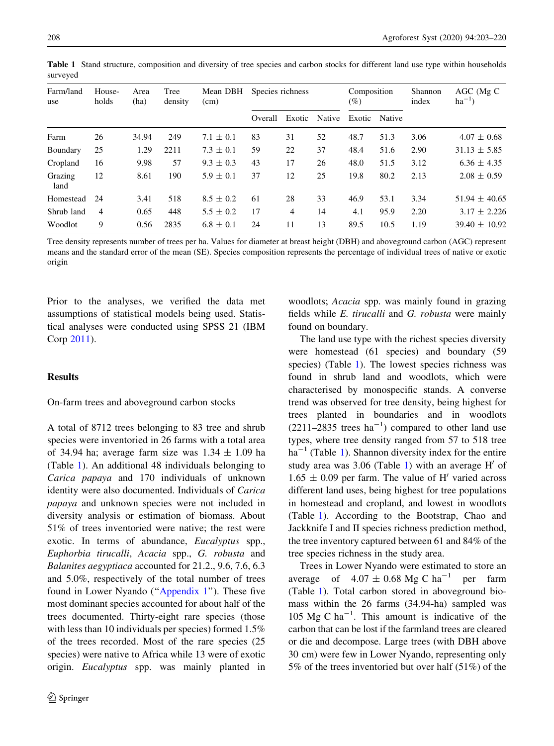**Table 1** Stand structure, composition and diversity of tree species and carbon stocks for different land use type within households surveyed

| Farm/land use | Households | Area (ha) | Tree density | Mean DBH (cm) | Species richness | | | Composition (%) | | Shannon index | AGC (Mg C $ha^{-1}$) |
|---|---|---|---|---|---|---|---|---|---|---|---|
| | | | | | Overall | Exotic | Native | Exotic | Native | | |
| Farm | 26 | 34.94 | 249 | 7.1 ± 0.1 | 83 | 31 | 52 | 48.7 | 51.3 | 3.06 | 4.07 ± 0.68 |
| Boundary | 25 | 1.29 | 2211 | 7.3 ± 0.1 | 59 | 22 | 37 | 48.4 | 51.6 | 2.90 | 31.13 ± 5.85 |
| Cropland | 16 | 9.98 | 57 | 9.3 ± 0.3 | 43 | 17 | 26 | 48.0 | 51.5 | 3.12 | 6.36 ± 4.35 |
| Grazing land | 12 | 8.61 | 190 | 5.9 ± 0.1 | 37 | 12 | 25 | 19.8 | 80.2 | 2.13 | 2.08 ± 0.59 |
| Homestead | 24 | 3.41 | 518 | 8.5 ± 0.2 | 61 | 28 | 33 | 46.9 | 53.1 | 3.34 | 51.94 ± 40.65 |
| Shrub land | 4 | 0.65 | 448 | 5.5 ± 0.2 | 17 | 4 | 14 | 4.1 | 95.9 | 2.20 | 3.17 ± 2.226 |
| Woodlot | 9 | 0.56 | 2835 | 6.8 ± 0.1 | 24 | 11 | 13 | 89.5 | 10.5 | 1.19 | 39.40 ± 10.92 |

Tree density represents number of trees per ha. Values for diameter at breast height (DBH) and aboveground carbon (AGC) represent means and the standard error of the mean (SE). Species composition represents the percentage of individual trees of native or exotic origin

Prior to the analyses, we verified the data met assumptions of statistical models being used. Statistical analyses were conducted using SPSS 21 (IBM Corp 2011).

## Results

### On-farm trees and aboveground carbon stocks

A total of 8712 trees belonging to 83 tree and shrub species were inventoried in 26 farms with a total area of 34.94 ha; average farm size was 1.34 ± 1.09 ha (Table 1). An additional 48 individuals belonging to *Carica papaya* and 170 individuals of unknown identity were also documented. Individuals of *Carica papaya* and unknown species were not included in diversity analysis or estimation of biomass. About 51% of trees inventoried were native; the rest were exotic. In terms of abundance, *Eucalyptus* spp., *Euphorbia tirucalli*, *Acacia* spp., *G. robusta* and *Balanites aegyptiaca* accounted for 21.2., 9.6, 7.6, 6.3 and 5.0%, respectively of the total number of trees found in Lower Nyando ("Appendix 1"). These five most dominant species accounted for about half of the trees documented. Thirty-eight rare species (those with less than 10 individuals per species) formed 1.5% of the trees recorded. Most of the rare species (25 species) were native to Africa while 13 were of exotic origin. *Eucalyptus* spp. was mainly planted in woodlots; *Acacia* spp. was mainly found in grazing fields while *E. tirucalli* and *G. robusta* were mainly found on boundary.

The land use type with the richest species diversity were homestead (61 species) and boundary (59 species) (Table 1). The lowest species richness was found in shrub land and woodlots, which were characterised by monospecific stands. A converse trend was observed for tree density, being highest for trees planted in boundaries and in woodlots (2211–2835 trees $ha^{-1}$) compared to other land use types, where tree density ranged from 57 to 518 tree $ha^{-1}$ (Table 1). Shannon diversity index for the entire study area was 3.06 (Table 1) with an average H′ of 1.65 ± 0.09 per farm. The value of H′ varied across different land uses, being highest for tree populations in homestead and cropland, and lowest in woodlots (Table 1). According to the Bootstrap, Chao and Jackknife I and II species richness prediction method, the tree inventory captured between 61 and 84% of the tree species richness in the study area.

Trees in Lower Nyando were estimated to store an average of 4.07 ± 0.68 Mg C $ha^{-1}$ per farm (Table 1). Total carbon stored in aboveground biomass within the 26 farms (34.94-ha) sampled was 105 Mg C $ha^{-1}$. This amount is indicative of the carbon that can be lost if the farmland trees are cleared or die and decompose. Large trees (with DBH above 30 cm) were few in Lower Nyando, representing only 5% of the trees inventoried but over half (51%) of the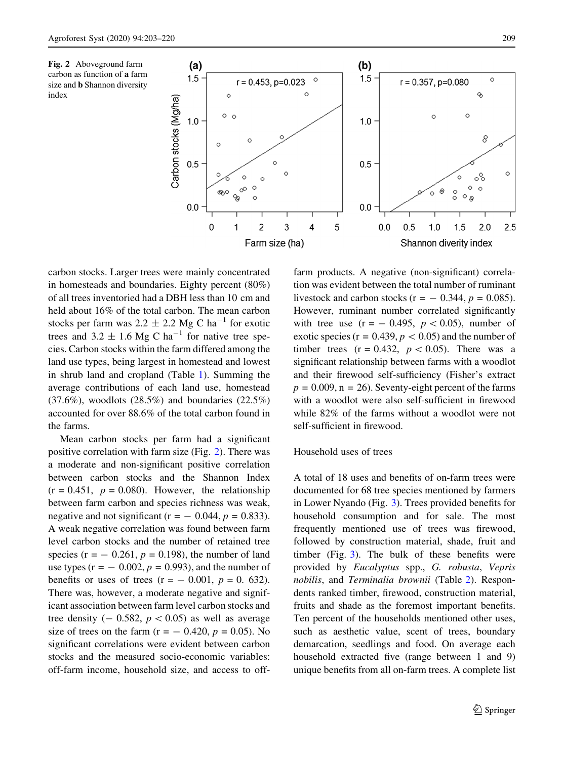Fig. 2 Aboveground farm carbon as function of **a** farm size and **b** Shannon diversity index

carbon stocks. Larger trees were mainly concentrated in homesteads and boundaries. Eighty percent (80%) of all trees inventoried had a DBH less than 10 cm and held about 16% of the total carbon. The mean carbon stocks per farm was $2.2 \pm 2.2$ Mg C ha$^{-1}$ for exotic trees and $3.2 \pm 1.6$ Mg C ha$^{-1}$ for native tree species. Carbon stocks within the farm differed among the land use types, being largest in homestead and lowest in shrub land and cropland (Table 1). Summing the average contributions of each land use, homestead (37.6%), woodlots (28.5%) and boundaries (22.5%) accounted for over 88.6% of the total carbon found in the farms.

Mean carbon stocks per farm had a significant positive correlation with farm size (Fig. 2). There was a moderate and non-significant positive correlation between carbon stocks and the Shannon Index ($r = 0.451$, $p = 0.080$). However, the relationship between farm carbon and species richness was weak, negative and not significant ($r = -0.044$, $p = 0.833$). A weak negative correlation was found between farm level carbon stocks and the number of retained tree species ($r = -0.261$, $p = 0.198$), the number of land use types ($r = -0.002$, $p = 0.993$), and the number of benefits or uses of trees ($r = -0.001$, $p = 0.632$). There was, however, a moderate negative and significant association between farm level carbon stocks and tree density ($-0.582$, $p < 0.05$) as well as average size of trees on the farm ($r = -0.420$, $p = 0.05$). No significant correlations were evident between carbon stocks and the measured socio-economic variables: off-farm income, household size, and access to off-farm products. A negative (non-significant) correlation was evident between the total number of ruminant livestock and carbon stocks ($r = -0.344$, $p = 0.085$). However, ruminant number correlated significantly with tree use ($r = -0.495$, $p < 0.05$), number of exotic species ($r = 0.439$, $p < 0.05$) and the number of timber trees ($r = 0.432$, $p < 0.05$). There was a significant relationship between farms with a woodlot and their firewood self-sufficiency (Fisher's extract $p = 0.009$, $n = 26$). Seventy-eight percent of the farms with a woodlot were also self-sufficient in firewood while 82% of the farms without a woodlot were not self-sufficient in firewood.

### Household uses of trees

A total of 18 uses and benefits of on-farm trees were documented for 68 tree species mentioned by farmers in Lower Nyando (Fig. 3). Trees provided benefits for household consumption and for sale. The most frequently mentioned use of trees was firewood, followed by construction material, shade, fruit and timber (Fig. 3). The bulk of these benefits were provided by *Eucalyptus* spp., *G. robusta*, *Vepris nobilis*, and *Terminalia brownii* (Table 2). Respondents ranked timber, firewood, construction material, fruits and shade as the foremost important benefits. Ten percent of the households mentioned other uses, such as aesthetic value, scent of trees, boundary demarcation, seedlings and food. On average each household extracted five (range between 1 and 9) unique benefits from all on-farm trees. A complete list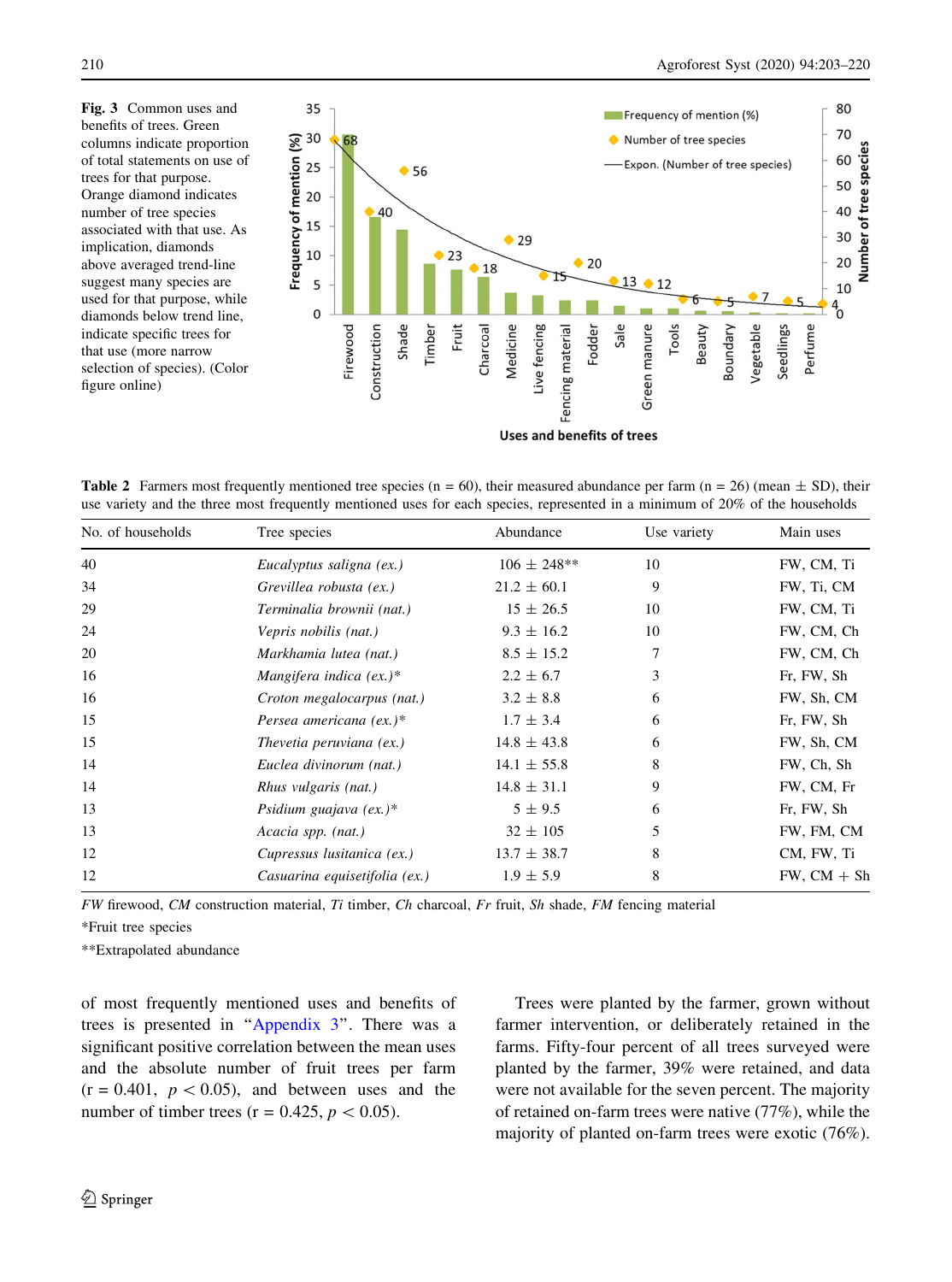**Fig. 3** Common uses and benefits of trees. Green columns indicate proportion of total statements on use of trees for that purpose. Orange diamond indicates number of tree species associated with that use. As implication, diamonds above averaged trend-line suggest many species are used for that purpose, while diamonds below trend line, indicate specific trees for that use (more narrow selection of species). (Color figure online)

**Table 2** Farmers most frequently mentioned tree species (n = 60), their measured abundance per farm (n = 26) (mean ± SD), their use variety and the three most frequently mentioned uses for each species, represented in a minimum of 20% of the households

| No. of households | Tree species | Abundance | Use variety | Main uses |
|---|---|---|---|---|
| 40 | *Eucalyptus saligna (ex.)* | 106 ± 248** | 10 | FW, CM, Ti |
| 34 | *Grevillea robusta (ex.)* | 21.2 ± 60.1 | 9 | FW, Ti, CM |
| 29 | *Terminalia brownii (nat.)* | 15 ± 26.5 | 10 | FW, CM, Ti |
| 24 | *Vepris nobilis (nat.)* | 9.3 ± 16.2 | 10 | FW, CM, Ch |
| 20 | *Markhamia lutea (nat.)* | 8.5 ± 15.2 | 7 | FW, CM, Ch |
| 16 | *Mangifera indica (ex.)** | 2.2 ± 6.7 | 3 | Fr, FW, Sh |
| 16 | *Croton megalocarpus (nat.)* | 3.2 ± 8.8 | 6 | FW, Sh, CM |
| 15 | *Persea americana (ex.)** | 1.7 ± 3.4 | 6 | Fr, FW, Sh |
| 15 | *Thevetia peruviana (ex.)* | 14.8 ± 43.8 | 6 | FW, Sh, CM |
| 14 | *Euclea divinorum (nat.)* | 14.1 ± 55.8 | 8 | FW, Ch, Sh |
| 14 | *Rhus vulgaris (nat.)* | 14.8 ± 31.1 | 9 | FW, CM, Fr |
| 13 | *Psidium guajava (ex.)** | 5 ± 9.5 | 6 | Fr, FW, Sh |
| 13 | *Acacia spp. (nat.)* | 32 ± 105 | 5 | FW, FM, CM |
| 12 | *Cupressus lusitanica (ex.)* | 13.7 ± 38.7 | 8 | CM, FW, Ti |
| 12 | *Casuarina equisetifolia (ex.)* | 1.9 ± 5.9 | 8 | FW, CM + Sh |

*FW* firewood, *CM* construction material, *Ti* timber, *Ch* charcoal, *Fr* fruit, *Sh* shade, *FM* fencing material

*Fruit tree species

**Extrapolated abundance

of most frequently mentioned uses and benefits of trees is presented in "Appendix 3". There was a significant positive correlation between the mean uses and the absolute number of fruit trees per farm ($r = 0.401$, $p < 0.05$), and between uses and the number of timber trees ($r = 0.425$, $p < 0.05$).

Trees were planted by the farmer, grown without farmer intervention, or deliberately retained in the farms. Fifty-four percent of all trees surveyed were planted by the farmer, 39% were retained, and data were not available for the seven percent. The majority of retained on-farm trees were native (77%), while the majority of planted on-farm trees were exotic (76%).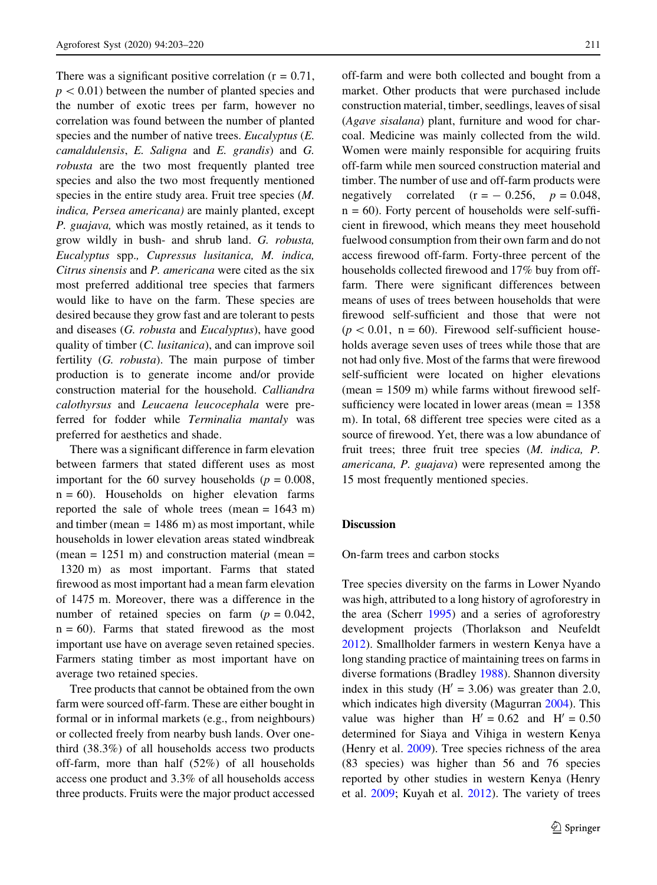There was a significant positive correlation ($r = 0.71$, $p < 0.01$) between the number of planted species and the number of exotic trees per farm, however no correlation was found between the number of planted species and the number of native trees. *Eucalyptus* (*E. camaldulensis*, *E. Saligna* and *E. grandis*) and *G. robusta* are the two most frequently planted tree species and also the two most frequently mentioned species in the entire study area. Fruit tree species (*M. indica, Persea americana)* are mainly planted, except *P. guajava,* which was mostly retained, as it tends to grow wildly in bush- and shrub land. *G. robusta, Eucalyptus* spp.*, Cupressus lusitanica, M. indica, Citrus sinensis* and *P. americana* were cited as the six most preferred additional tree species that farmers would like to have on the farm. These species are desired because they grow fast and are tolerant to pests and diseases (*G. robusta* and *Eucalyptus*), have good quality of timber (*C. lusitanica*), and can improve soil fertility (*G. robusta*). The main purpose of timber production is to generate income and/or provide construction material for the household. *Calliandra calothyrsus* and *Leucaena leucocephala* were preferred for fodder while *Terminalia mantaly* was preferred for aesthetics and shade.

There was a significant difference in farm elevation between farmers that stated different uses as most important for the 60 survey households ($p = 0.008$, $n = 60$). Households on higher elevation farms reported the sale of whole trees (mean = 1643 m) and timber (mean = 1486 m) as most important, while households in lower elevation areas stated windbreak (mean = 1251 m) and construction material (mean = 1320 m) as most important. Farms that stated firewood as most important had a mean farm elevation of 1475 m. Moreover, there was a difference in the number of retained species on farm ($p = 0.042$, $n = 60$). Farms that stated firewood as the most important use have on average seven retained species. Farmers stating timber as most important have on average two retained species.

Tree products that cannot be obtained from the own farm were sourced off-farm. These are either bought in formal or in informal markets (e.g., from neighbours) or collected freely from nearby bush lands. Over one-third (38.3%) of all households access two products off-farm, more than half (52%) of all households access one product and 3.3% of all households access three products. Fruits were the major product accessed off-farm and were both collected and bought from a market. Other products that were purchased include construction material, timber, seedlings, leaves of sisal (*Agave sisalana*) plant, furniture and wood for charcoal. Medicine was mainly collected from the wild. Women were mainly responsible for acquiring fruits off-farm while men sourced construction material and timber. The number of use and off-farm products were negatively correlated ($r = -0.256$, $p = 0.048$, $n = 60$). Forty percent of households were self-sufficient in firewood, which means they meet household fuelwood consumption from their own farm and do not access firewood off-farm. Forty-three percent of the households collected firewood and 17% buy from off-farm. There were significant differences between means of uses of trees between households that were firewood self-sufficient and those that were not ($p < 0.01$, $n = 60$). Firewood self-sufficient households average seven uses of trees while those that are not had only five. Most of the farms that were firewood self-sufficient were located on higher elevations (mean = 1509 m) while farms without firewood self-sufficiency were located in lower areas (mean = 1358 m). In total, 68 different tree species were cited as a source of firewood. Yet, there was a low abundance of fruit trees; three fruit tree species (*M. indica, P. americana, P. guajava*) were represented among the 15 most frequently mentioned species.

## Discussion

### On-farm trees and carbon stocks

Tree species diversity on the farms in Lower Nyando was high, attributed to a long history of agroforestry in the area (Scherr 1995) and a series of agroforestry development projects (Thorlakson and Neufeldt 2012). Smallholder farmers in western Kenya have a long standing practice of maintaining trees on farms in diverse formations (Bradley 1988). Shannon diversity index in this study ($H' = 3.06$) was greater than 2.0, which indicates high diversity (Magurran 2004). This value was higher than $H' = 0.62$ and $H' = 0.50$ determined for Siaya and Vihiga in western Kenya (Henry et al. 2009). Tree species richness of the area (83 species) was higher than 56 and 76 species reported by other studies in western Kenya (Henry et al. 2009; Kuyah et al. 2012). The variety of trees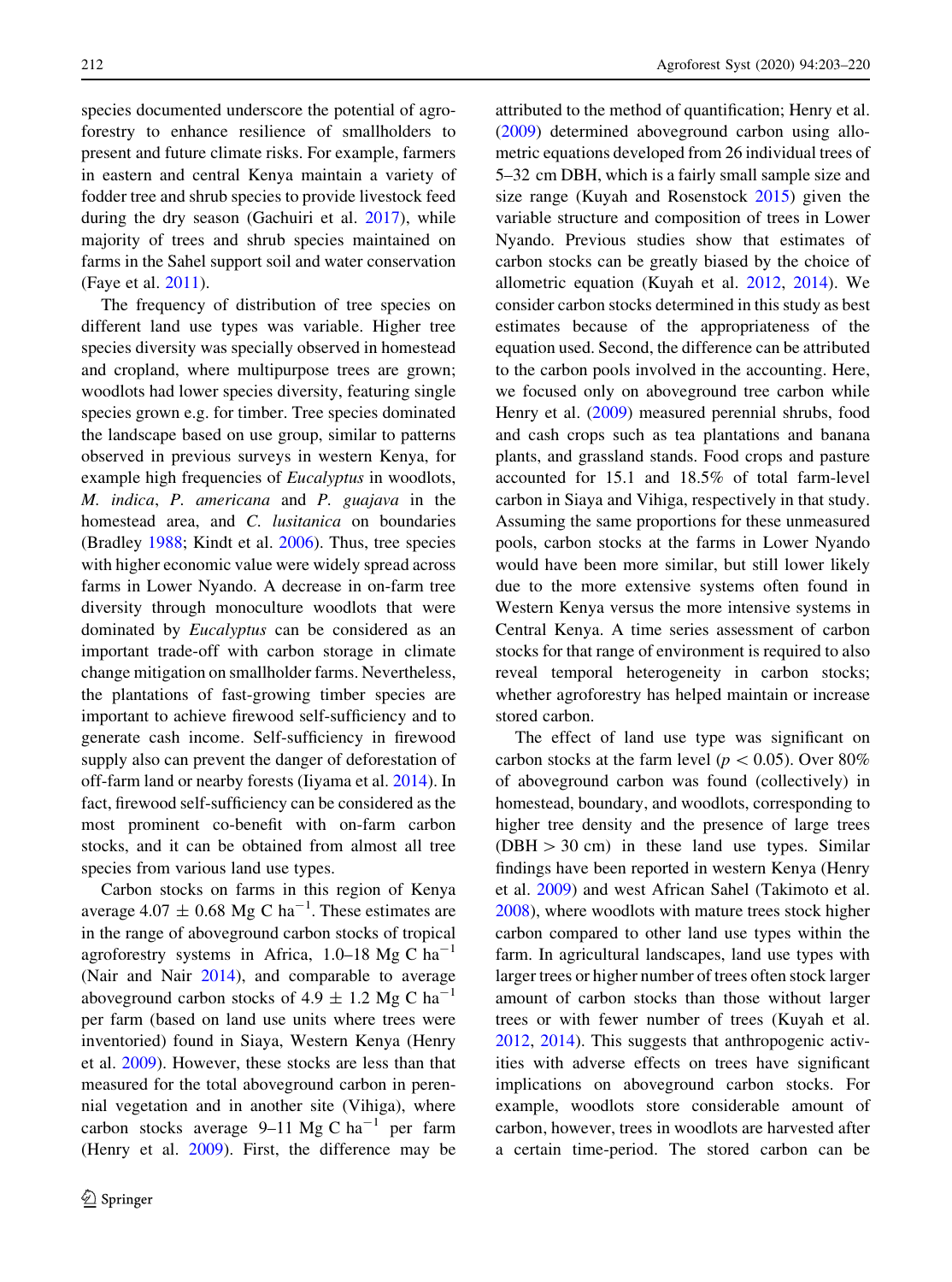species documented underscore the potential of agroforestry to enhance resilience of smallholders to present and future climate risks. For example, farmers in eastern and central Kenya maintain a variety of fodder tree and shrub species to provide livestock feed during the dry season (Gachuiri et al. 2017), while majority of trees and shrub species maintained on farms in the Sahel support soil and water conservation (Faye et al. 2011).

The frequency of distribution of tree species on different land use types was variable. Higher tree species diversity was specially observed in homestead and cropland, where multipurpose trees are grown; woodlots had lower species diversity, featuring single species grown e.g. for timber. Tree species dominated the landscape based on use group, similar to patterns observed in previous surveys in western Kenya, for example high frequencies of *Eucalyptus* in woodlots, *M. indica*, *P. americana* and *P. guajava* in the homestead area, and *C. lusitanica* on boundaries (Bradley 1988; Kindt et al. 2006). Thus, tree species with higher economic value were widely spread across farms in Lower Nyando. A decrease in on-farm tree diversity through monoculture woodlots that were dominated by *Eucalyptus* can be considered as an important trade-off with carbon storage in climate change mitigation on smallholder farms. Nevertheless, the plantations of fast-growing timber species are important to achieve firewood self-sufficiency and to generate cash income. Self-sufficiency in firewood supply also can prevent the danger of deforestation of off-farm land or nearby forests (Iiyama et al. 2014). In fact, firewood self-sufficiency can be considered as the most prominent co-benefit with on-farm carbon stocks, and it can be obtained from almost all tree species from various land use types.

Carbon stocks on farms in this region of Kenya average $4.07 \pm 0.68$ Mg C ha$^{-1}$. These estimates are in the range of aboveground carbon stocks of tropical agroforestry systems in Africa, 1.0–18 Mg C ha$^{-1}$ (Nair and Nair 2014), and comparable to average aboveground carbon stocks of $4.9 \pm 1.2$ Mg C ha$^{-1}$ per farm (based on land use units where trees were inventoried) found in Siaya, Western Kenya (Henry et al. 2009). However, these stocks are less than that measured for the total aboveground carbon in perennial vegetation and in another site (Vihiga), where carbon stocks average 9–11 Mg C ha$^{-1}$ per farm (Henry et al. 2009). First, the difference may be attributed to the method of quantification; Henry et al. (2009) determined aboveground carbon using allometric equations developed from 26 individual trees of 5–32 cm DBH, which is a fairly small sample size and size range (Kuyah and Rosenstock 2015) given the variable structure and composition of trees in Lower Nyando. Previous studies show that estimates of carbon stocks can be greatly biased by the choice of allometric equation (Kuyah et al. 2012, 2014). We consider carbon stocks determined in this study as best estimates because of the appropriateness of the equation used. Second, the difference can be attributed to the carbon pools involved in the accounting. Here, we focused only on aboveground tree carbon while Henry et al. (2009) measured perennial shrubs, food and cash crops such as tea plantations and banana plants, and grassland stands. Food crops and pasture accounted for 15.1 and 18.5% of total farm-level carbon in Siaya and Vihiga, respectively in that study. Assuming the same proportions for these unmeasured pools, carbon stocks at the farms in Lower Nyando would have been more similar, but still lower likely due to the more extensive systems often found in Western Kenya versus the more intensive systems in Central Kenya. A time series assessment of carbon stocks for that range of environment is required to also reveal temporal heterogeneity in carbon stocks; whether agroforestry has helped maintain or increase stored carbon.

The effect of land use type was significant on carbon stocks at the farm level ($p < 0.05$). Over 80% of aboveground carbon was found (collectively) in homestead, boundary, and woodlots, corresponding to higher tree density and the presence of large trees (DBH > 30 cm) in these land use types. Similar findings have been reported in western Kenya (Henry et al. 2009) and west African Sahel (Takimoto et al. 2008), where woodlots with mature trees stock higher carbon compared to other land use types within the farm. In agricultural landscapes, land use types with larger trees or higher number of trees often stock larger amount of carbon stocks than those without larger trees or with fewer number of trees (Kuyah et al. 2012, 2014). This suggests that anthropogenic activities with adverse effects on trees have significant implications on aboveground carbon stocks. For example, woodlots store considerable amount of carbon, however, trees in woodlots are harvested after a certain time-period. The stored carbon can be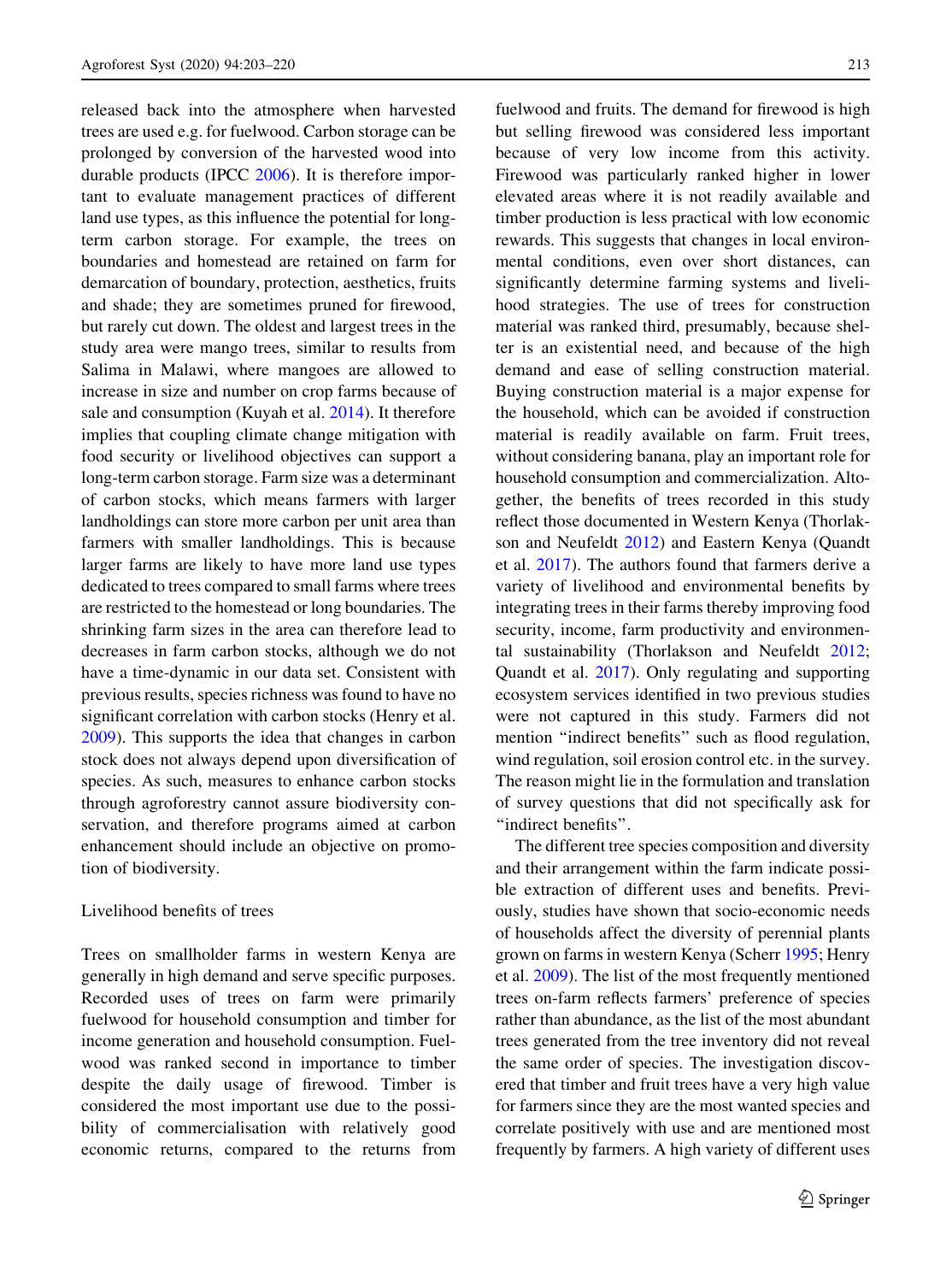released back into the atmosphere when harvested trees are used e.g. for fuelwood. Carbon storage can be prolonged by conversion of the harvested wood into durable products (IPCC 2006). It is therefore important to evaluate management practices of different land use types, as this influence the potential for long-term carbon storage. For example, the trees on boundaries and homestead are retained on farm for demarcation of boundary, protection, aesthetics, fruits and shade; they are sometimes pruned for firewood, but rarely cut down. The oldest and largest trees in the study area were mango trees, similar to results from Salima in Malawi, where mangoes are allowed to increase in size and number on crop farms because of sale and consumption (Kuyah et al. 2014). It therefore implies that coupling climate change mitigation with food security or livelihood objectives can support a long-term carbon storage. Farm size was a determinant of carbon stocks, which means farmers with larger landholdings can store more carbon per unit area than farmers with smaller landholdings. This is because larger farms are likely to have more land use types dedicated to trees compared to small farms where trees are restricted to the homestead or long boundaries. The shrinking farm sizes in the area can therefore lead to decreases in farm carbon stocks, although we do not have a time-dynamic in our data set. Consistent with previous results, species richness was found to have no significant correlation with carbon stocks (Henry et al. 2009). This supports the idea that changes in carbon stock does not always depend upon diversification of species. As such, measures to enhance carbon stocks through agroforestry cannot assure biodiversity conservation, and therefore programs aimed at carbon enhancement should include an objective on promotion of biodiversity.

## Livelihood benefits of trees

Trees on smallholder farms in western Kenya are generally in high demand and serve specific purposes. Recorded uses of trees on farm were primarily fuelwood for household consumption and timber for income generation and household consumption. Fuelwood was ranked second in importance to timber despite the daily usage of firewood. Timber is considered the most important use due to the possibility of commercialisation with relatively good economic returns, compared to the returns from fuelwood and fruits. The demand for firewood is high but selling firewood was considered less important because of very low income from this activity. Firewood was particularly ranked higher in lower elevated areas where it is not readily available and timber production is less practical with low economic rewards. This suggests that changes in local environmental conditions, even over short distances, can significantly determine farming systems and livelihood strategies. The use of trees for construction material was ranked third, presumably, because shelter is an existential need, and because of the high demand and ease of selling construction material. Buying construction material is a major expense for the household, which can be avoided if construction material is readily available on farm. Fruit trees, without considering banana, play an important role for household consumption and commercialization. Altogether, the benefits of trees recorded in this study reflect those documented in Western Kenya (Thorlakson and Neufeldt 2012) and Eastern Kenya (Quandt et al. 2017). The authors found that farmers derive a variety of livelihood and environmental benefits by integrating trees in their farms thereby improving food security, income, farm productivity and environmental sustainability (Thorlakson and Neufeldt 2012; Quandt et al. 2017). Only regulating and supporting ecosystem services identified in two previous studies were not captured in this study. Farmers did not mention "indirect benefits" such as flood regulation, wind regulation, soil erosion control etc. in the survey. The reason might lie in the formulation and translation of survey questions that did not specifically ask for "indirect benefits".

The different tree species composition and diversity and their arrangement within the farm indicate possible extraction of different uses and benefits. Previously, studies have shown that socio-economic needs of households affect the diversity of perennial plants grown on farms in western Kenya (Scherr 1995; Henry et al. 2009). The list of the most frequently mentioned trees on-farm reflects farmers' preference of species rather than abundance, as the list of the most abundant trees generated from the tree inventory did not reveal the same order of species. The investigation discovered that timber and fruit trees have a very high value for farmers since they are the most wanted species and correlate positively with use and are mentioned most frequently by farmers. A high variety of different uses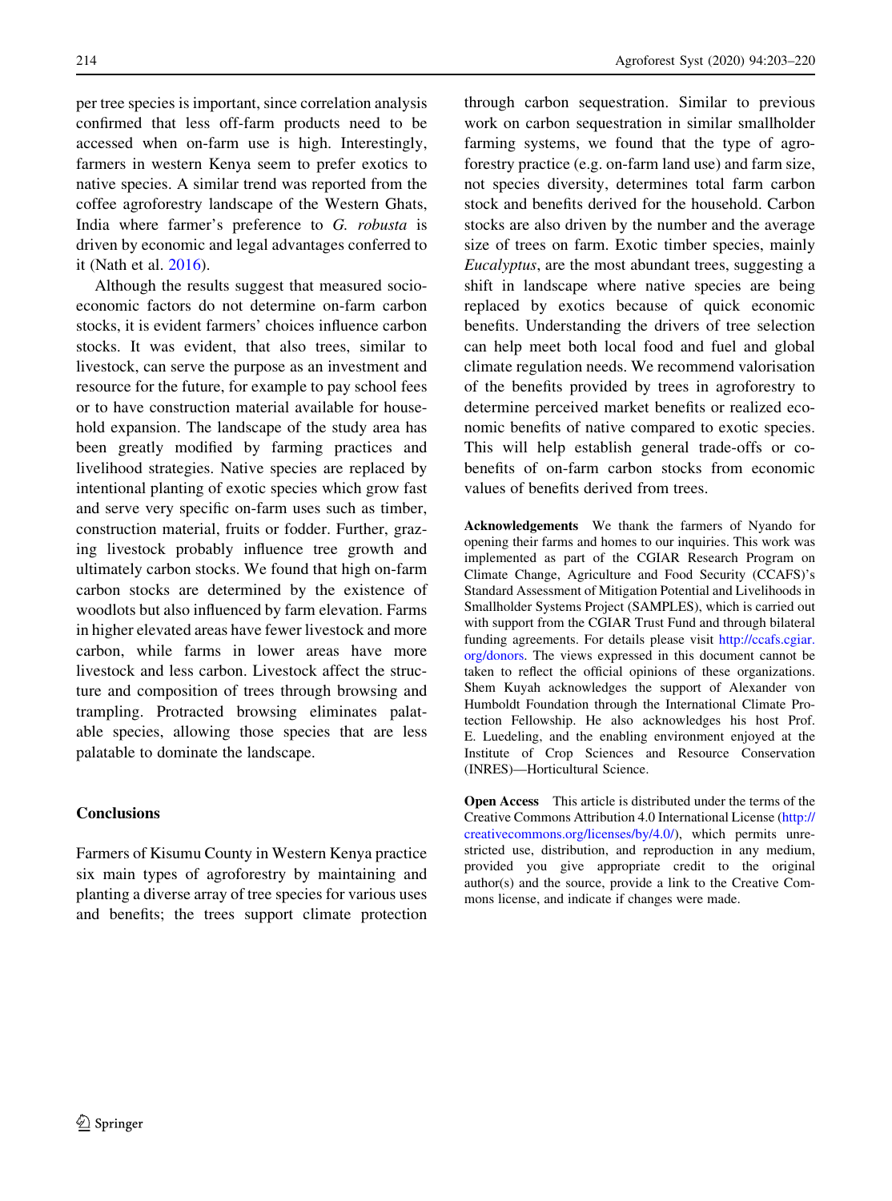per tree species is important, since correlation analysis confirmed that less off-farm products need to be accessed when on-farm use is high. Interestingly, farmers in western Kenya seem to prefer exotics to native species. A similar trend was reported from the coffee agroforestry landscape of the Western Ghats, India where farmer's preference to *G. robusta* is driven by economic and legal advantages conferred to it (Nath et al. 2016).

Although the results suggest that measured socio-economic factors do not determine on-farm carbon stocks, it is evident farmers' choices influence carbon stocks. It was evident, that also trees, similar to livestock, can serve the purpose as an investment and resource for the future, for example to pay school fees or to have construction material available for household expansion. The landscape of the study area has been greatly modified by farming practices and livelihood strategies. Native species are replaced by intentional planting of exotic species which grow fast and serve very specific on-farm uses such as timber, construction material, fruits or fodder. Further, grazing livestock probably influence tree growth and ultimately carbon stocks. We found that high on-farm carbon stocks are determined by the existence of woodlots but also influenced by farm elevation. Farms in higher elevated areas have fewer livestock and more carbon, while farms in lower areas have more livestock and less carbon. Livestock affect the structure and composition of trees through browsing and trampling. Protracted browsing eliminates palatable species, allowing those species that are less palatable to dominate the landscape.

## Conclusions

Farmers of Kisumu County in Western Kenya practice six main types of agroforestry by maintaining and planting a diverse array of tree species for various uses and benefits; the trees support climate protection through carbon sequestration. Similar to previous work on carbon sequestration in similar smallholder farming systems, we found that the type of agroforestry practice (e.g. on-farm land use) and farm size, not species diversity, determines total farm carbon stock and benefits derived for the household. Carbon stocks are also driven by the number and the average size of trees on farm. Exotic timber species, mainly *Eucalyptus*, are the most abundant trees, suggesting a shift in landscape where native species are being replaced by exotics because of quick economic benefits. Understanding the drivers of tree selection can help meet both local food and fuel and global climate regulation needs. We recommend valorisation of the benefits provided by trees in agroforestry to determine perceived market benefits or realized economic benefits of native compared to exotic species. This will help establish general trade-offs or co-benefits of on-farm carbon stocks from economic values of benefits derived from trees.

**Acknowledgements** We thank the farmers of Nyando for opening their farms and homes to our inquiries. This work was implemented as part of the CGIAR Research Program on Climate Change, Agriculture and Food Security (CCAFS)'s Standard Assessment of Mitigation Potential and Livelihoods in Smallholder Systems Project (SAMPLES), which is carried out with support from the CGIAR Trust Fund and through bilateral funding agreements. For details please visit http://ccafs.cgiar.org/donors. The views expressed in this document cannot be taken to reflect the official opinions of these organizations. Shem Kuyah acknowledges the support of Alexander von Humboldt Foundation through the International Climate Protection Fellowship. He also acknowledges his host Prof. E. Luedeling, and the enabling environment enjoyed at the Institute of Crop Sciences and Resource Conservation (INRES)—Horticultural Science.

**Open Access** This article is distributed under the terms of the Creative Commons Attribution 4.0 International License (http://creativecommons.org/licenses/by/4.0/), which permits unrestricted use, distribution, and reproduction in any medium, provided you give appropriate credit to the original author(s) and the source, provide a link to the Creative Commons license, and indicate if changes were made.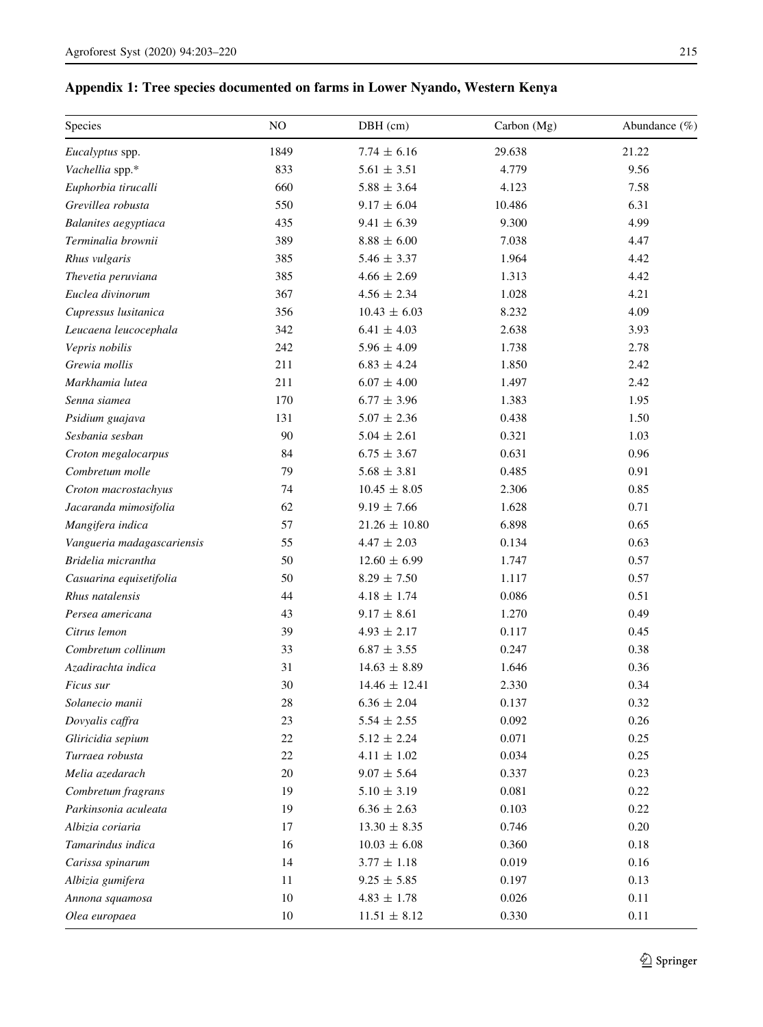## Appendix 1: Tree species documented on farms in Lower Nyando, Western Kenya

| Species | NO | DBH (cm) | Carbon (Mg) | Abundance (%) |
|---|---|---|---|---|
| *Eucalyptus* spp. | 1849 | 7.74 ± 6.16 | 29.638 | 21.22 |
| *Vachellia* spp.* | 833 | 5.61 ± 3.51 | 4.779 | 9.56 |
| *Euphorbia tirucalli* | 660 | 5.88 ± 3.64 | 4.123 | 7.58 |
| *Grevillea robusta* | 550 | 9.17 ± 6.04 | 10.486 | 6.31 |
| *Balanites aegyptiaca* | 435 | 9.41 ± 6.39 | 9.300 | 4.99 |
| *Terminalia brownii* | 389 | 8.88 ± 6.00 | 7.038 | 4.47 |
| *Rhus vulgaris* | 385 | 5.46 ± 3.37 | 1.964 | 4.42 |
| *Thevetia peruviana* | 385 | 4.66 ± 2.69 | 1.313 | 4.42 |
| *Euclea divinorum* | 367 | 4.56 ± 2.34 | 1.028 | 4.21 |
| *Cupressus lusitanica* | 356 | 10.43 ± 6.03 | 8.232 | 4.09 |
| *Leucaena leucocephala* | 342 | 6.41 ± 4.03 | 2.638 | 3.93 |
| *Vepris nobilis* | 242 | 5.96 ± 4.09 | 1.738 | 2.78 |
| *Grewia mollis* | 211 | 6.83 ± 4.24 | 1.850 | 2.42 |
| *Markhamia lutea* | 211 | 6.07 ± 4.00 | 1.497 | 2.42 |
| *Senna siamea* | 170 | 6.77 ± 3.96 | 1.383 | 1.95 |
| *Psidium guajava* | 131 | 5.07 ± 2.36 | 0.438 | 1.50 |
| *Sesbania sesban* | 90 | 5.04 ± 2.61 | 0.321 | 1.03 |
| *Croton megalocarpus* | 84 | 6.75 ± 3.67 | 0.631 | 0.96 |
| *Combretum molle* | 79 | 5.68 ± 3.81 | 0.485 | 0.91 |
| *Croton macrostachyus* | 74 | 10.45 ± 8.05 | 2.306 | 0.85 |
| *Jacaranda mimosifolia* | 62 | 9.19 ± 7.66 | 1.628 | 0.71 |
| *Mangifera indica* | 57 | 21.26 ± 10.80 | 6.898 | 0.65 |
| *Vangueria madagascariensis* | 55 | 4.47 ± 2.03 | 0.134 | 0.63 |
| *Bridelia micrantha* | 50 | 12.60 ± 6.99 | 1.747 | 0.57 |
| *Casuarina equisetifolia* | 50 | 8.29 ± 7.50 | 1.117 | 0.57 |
| *Rhus natalensis* | 44 | 4.18 ± 1.74 | 0.086 | 0.51 |
| *Persea americana* | 43 | 9.17 ± 8.61 | 1.270 | 0.49 |
| *Citrus lemon* | 39 | 4.93 ± 2.17 | 0.117 | 0.45 |
| *Combretum collinum* | 33 | 6.87 ± 3.55 | 0.247 | 0.38 |
| *Azadirachta indica* | 31 | 14.63 ± 8.89 | 1.646 | 0.36 |
| *Ficus sur* | 30 | 14.46 ± 12.41 | 2.330 | 0.34 |
| *Solanecio manii* | 28 | 6.36 ± 2.04 | 0.137 | 0.32 |
| *Dovyalis caffra* | 23 | 5.54 ± 2.55 | 0.092 | 0.26 |
| *Gliricidia sepium* | 22 | 5.12 ± 2.24 | 0.071 | 0.25 |
| *Turraea robusta* | 22 | 4.11 ± 1.02 | 0.034 | 0.25 |
| *Melia azedarach* | 20 | 9.07 ± 5.64 | 0.337 | 0.23 |
| *Combretum fragrans* | 19 | 5.10 ± 3.19 | 0.081 | 0.22 |
| *Parkinsonia aculeata* | 19 | 6.36 ± 2.63 | 0.103 | 0.22 |
| *Albizia coriaria* | 17 | 13.30 ± 8.35 | 0.746 | 0.20 |
| *Tamarindus indica* | 16 | 10.03 ± 6.08 | 0.360 | 0.18 |
| *Carissa spinarum* | 14 | 3.77 ± 1.18 | 0.019 | 0.16 |
| *Albizia gumifera* | 11 | 9.25 ± 5.85 | 0.197 | 0.13 |
| *Annona squamosa* | 10 | 4.83 ± 1.78 | 0.026 | 0.11 |
| *Olea europaea* | 10 | 11.51 ± 8.12 | 0.330 | 0.11 |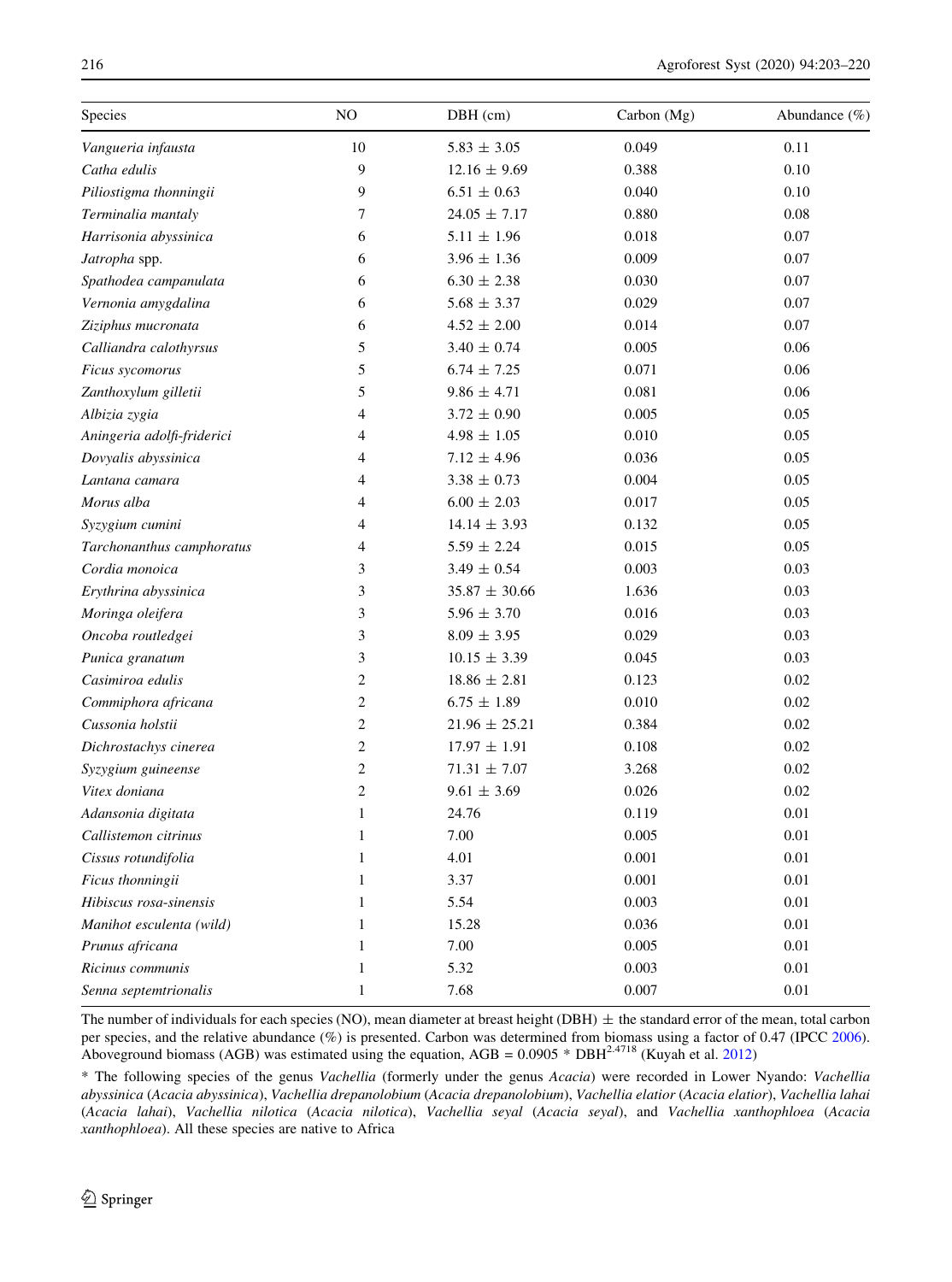| Species | NO | DBH (cm) | Carbon (Mg) | Abundance (%) |
|---|---|---|---|---|
| *Vangueria infausta* | 10 | 5.83 ± 3.05 | 0.049 | 0.11 |
| *Catha edulis* | 9 | 12.16 ± 9.69 | 0.388 | 0.10 |
| *Piliostigma thonningii* | 9 | 6.51 ± 0.63 | 0.040 | 0.10 |
| *Terminalia mantaly* | 7 | 24.05 ± 7.17 | 0.880 | 0.08 |
| *Harrisonia abyssinica* | 6 | 5.11 ± 1.96 | 0.018 | 0.07 |
| *Jatropha* spp. | 6 | 3.96 ± 1.36 | 0.009 | 0.07 |
| *Spathodea campanulata* | 6 | 6.30 ± 2.38 | 0.030 | 0.07 |
| *Vernonia amygdalina* | 6 | 5.68 ± 3.37 | 0.029 | 0.07 |
| *Ziziphus mucronata* | 6 | 4.52 ± 2.00 | 0.014 | 0.07 |
| *Calliandra calothyrsus* | 5 | 3.40 ± 0.74 | 0.005 | 0.06 |
| *Ficus sycomorus* | 5 | 6.74 ± 7.25 | 0.071 | 0.06 |
| *Zanthoxylum gilletii* | 5 | 9.86 ± 4.71 | 0.081 | 0.06 |
| *Albizia zygia* | 4 | 3.72 ± 0.90 | 0.005 | 0.05 |
| *Aningeria adolfi-friderici* | 4 | 4.98 ± 1.05 | 0.010 | 0.05 |
| *Dovyalis abyssinica* | 4 | 7.12 ± 4.96 | 0.036 | 0.05 |
| *Lantana camara* | 4 | 3.38 ± 0.73 | 0.004 | 0.05 |
| *Morus alba* | 4 | 6.00 ± 2.03 | 0.017 | 0.05 |
| *Syzygium cumini* | 4 | 14.14 ± 3.93 | 0.132 | 0.05 |
| *Tarchonanthus camphoratus* | 4 | 5.59 ± 2.24 | 0.015 | 0.05 |
| *Cordia monoica* | 3 | 3.49 ± 0.54 | 0.003 | 0.03 |
| *Erythrina abyssinica* | 3 | 35.87 ± 30.66 | 1.636 | 0.03 |
| *Moringa oleifera* | 3 | 5.96 ± 3.70 | 0.016 | 0.03 |
| *Oncoba routledgei* | 3 | 8.09 ± 3.95 | 0.029 | 0.03 |
| *Punica granatum* | 3 | 10.15 ± 3.39 | 0.045 | 0.03 |
| *Casimiroa edulis* | 2 | 18.86 ± 2.81 | 0.123 | 0.02 |
| *Commiphora africana* | 2 | 6.75 ± 1.89 | 0.010 | 0.02 |
| *Cussonia holstii* | 2 | 21.96 ± 25.21 | 0.384 | 0.02 |
| *Dichrostachys cinerea* | 2 | 17.97 ± 1.91 | 0.108 | 0.02 |
| *Syzygium guineense* | 2 | 71.31 ± 7.07 | 3.268 | 0.02 |
| *Vitex doniana* | 2 | 9.61 ± 3.69 | 0.026 | 0.02 |
| *Adansonia digitata* | 1 | 24.76 | 0.119 | 0.01 |
| *Callistemon citrinus* | 1 | 7.00 | 0.005 | 0.01 |
| *Cissus rotundifolia* | 1 | 4.01 | 0.001 | 0.01 |
| *Ficus thonningii* | 1 | 3.37 | 0.001 | 0.01 |
| *Hibiscus rosa-sinensis* | 1 | 5.54 | 0.003 | 0.01 |
| *Manihot esculenta (wild)* | 1 | 15.28 | 0.036 | 0.01 |
| *Prunus africana* | 1 | 7.00 | 0.005 | 0.01 |
| *Ricinus communis* | 1 | 5.32 | 0.003 | 0.01 |
| *Senna septemtrionalis* | 1 | 7.68 | 0.007 | 0.01 |

The number of individuals for each species (NO), mean diameter at breast height (DBH) ± the standard error of the mean, total carbon per species, and the relative abundance (%) is presented. Carbon was determined from biomass using a factor of 0.47 (IPCC 2006). Aboveground biomass (AGB) was estimated using the equation, $AGB = 0.0905 * DBH^{2.4718}$ (Kuyah et al. 2012)

* The following species of the genus *Vachellia* (formerly under the genus *Acacia*) were recorded in Lower Nyando: *Vachellia abyssinica* (*Acacia abyssinica*), *Vachellia drepanolobium* (*Acacia drepanolobium*), *Vachellia elatior* (*Acacia elatior*), *Vachellia lahai* (*Acacia lahai*), *Vachellia nilotica* (*Acacia nilotica*), *Vachellia seyal* (*Acacia seyal*), and *Vachellia xanthophloea* (*Acacia xanthophloea*). All these species are native to Africa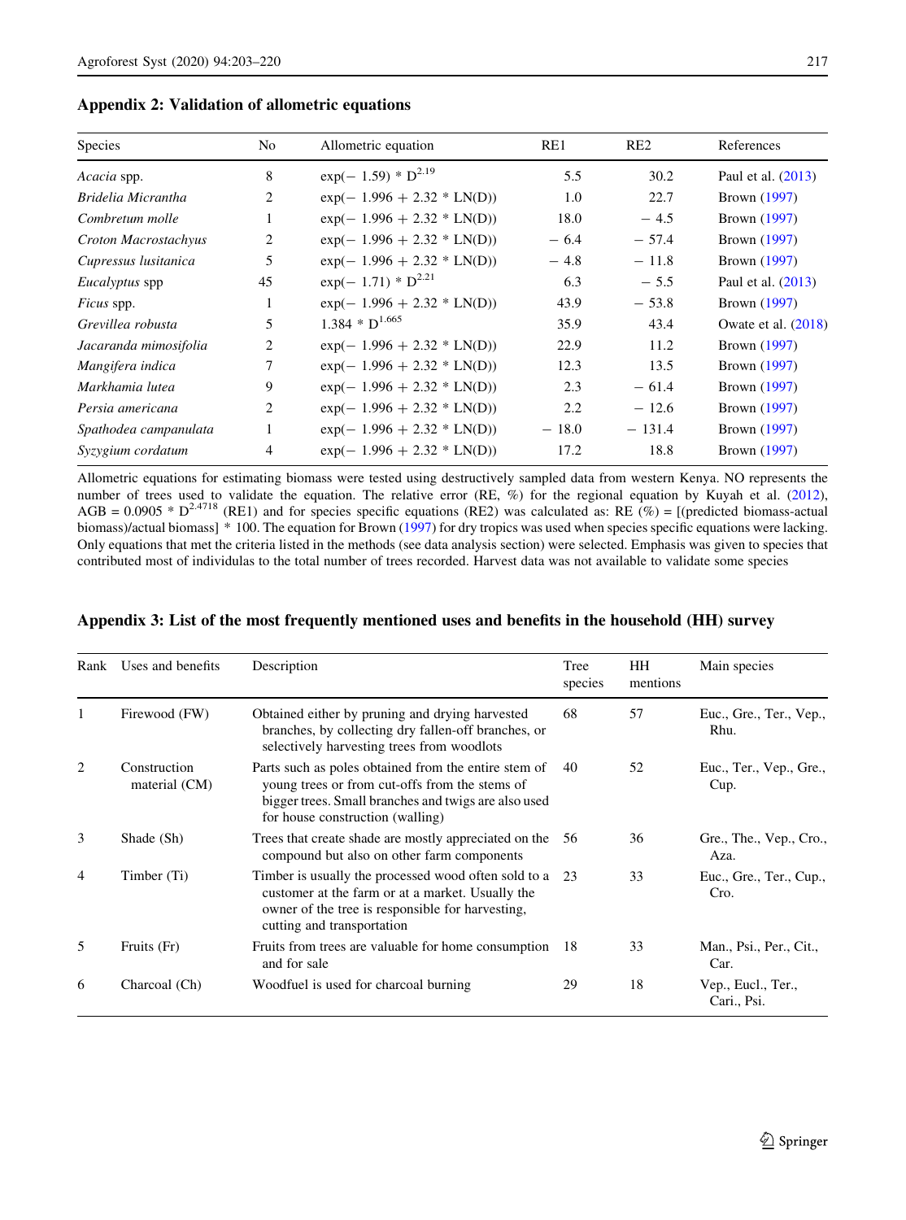## Appendix 2: Validation of allometric equations

| Species | No | Allometric equation | RE1 | RE2 | References |
|---|---|---|---|---|---|
| *Acacia* spp. | 8 | $\exp(-1.59) * D^{2.19}$ | 5.5 | 30.2 | Paul et al. (2013) |
| *Bridelia Micrantha* | 2 | $\exp(-1.996 + 2.32 * LN(D))$ | 1.0 | 22.7 | Brown (1997) |
| *Combretum molle* | 1 | $\exp(-1.996 + 2.32 * LN(D))$ | 18.0 | − 4.5 | Brown (1997) |
| *Croton Macrostachyus* | 2 | $\exp(-1.996 + 2.32 * LN(D))$ | − 6.4 | − 57.4 | Brown (1997) |
| *Cupressus lusitanica* | 5 | $\exp(-1.996 + 2.32 * LN(D))$ | − 4.8 | − 11.8 | Brown (1997) |
| *Eucalyptus* spp | 45 | $\exp(-1.71) * D^{2.21}$ | 6.3 | − 5.5 | Paul et al. (2013) |
| *Ficus* spp. | 1 | $\exp(-1.996 + 2.32 * LN(D))$ | 43.9 | − 53.8 | Brown (1997) |
| *Grevillea robusta* | 5 | $1.384 * D^{1.665}$ | 35.9 | 43.4 | Owate et al. (2018) |
| *Jacaranda mimosifolia* | 2 | $\exp(-1.996 + 2.32 * LN(D))$ | 22.9 | 11.2 | Brown (1997) |
| *Mangifera indica* | 7 | $\exp(-1.996 + 2.32 * LN(D))$ | 12.3 | 13.5 | Brown (1997) |
| *Markhamia lutea* | 9 | $\exp(-1.996 + 2.32 * LN(D))$ | 2.3 | − 61.4 | Brown (1997) |
| *Persia americana* | 2 | $\exp(-1.996 + 2.32 * LN(D))$ | 2.2 | − 12.6 | Brown (1997) |
| *Spathodea campanulata* | 1 | $\exp(-1.996 + 2.32 * LN(D))$ | − 18.0 | − 131.4 | Brown (1997) |
| *Syzygium cordatum* | 4 | $\exp(-1.996 + 2.32 * LN(D))$ | 17.2 | 18.8 | Brown (1997) |

Allometric equations for estimating biomass were tested using destructively sampled data from western Kenya. NO represents the number of trees used to validate the equation. The relative error (RE, %) for the regional equation by Kuyah et al. (2012), $AGB = 0.0905 * D^{2.4718}$ (RE1) and for species specific equations (RE2) was calculated as: RE (%) = [(predicted biomass-actual biomass)/actual biomass] * 100. The equation for Brown (1997) for dry tropics was used when species specific equations were lacking. Only equations that met the criteria listed in the methods (see data analysis section) were selected. Emphasis was given to species that contributed most of individulas to the total number of trees recorded. Harvest data was not available to validate some species

## Appendix 3: List of the most frequently mentioned uses and benefits in the household (HH) survey

| Rank | Uses and benefits | Description | Tree species | HH mentions | Main species |
|---|---|---|---|---|---|
| 1 | Firewood (FW) | Obtained either by pruning and drying harvested branches, by collecting dry fallen-off branches, or selectively harvesting trees from woodlots | 68 | 57 | Euc., Gre., Ter., Vep., Rhu. |
| 2 | Construction material (CM) | Parts such as poles obtained from the entire stem of young trees or from cut-offs from the stems of bigger trees. Small branches and twigs are also used for house construction (walling) | 40 | 52 | Euc., Ter., Vep., Gre., Cup. |
| 3 | Shade (Sh) | Trees that create shade are mostly appreciated on the compound but also on other farm components | 56 | 36 | Gre., The., Vep., Cro., Aza. |
| 4 | Timber (Ti) | Timber is usually the processed wood often sold to a customer at the farm or at a market. Usually the owner of the tree is responsible for harvesting, cutting and transportation | 23 | 33 | Euc., Gre., Ter., Cup., Cro. |
| 5 | Fruits (Fr) | Fruits from trees are valuable for home consumption and for sale | 18 | 33 | Man., Psi., Per., Cit., Car. |
| 6 | Charcoal (Ch) | Woodfuel is used for charcoal burning | 29 | 18 | Vep., Eucl., Ter., Cari., Psi. |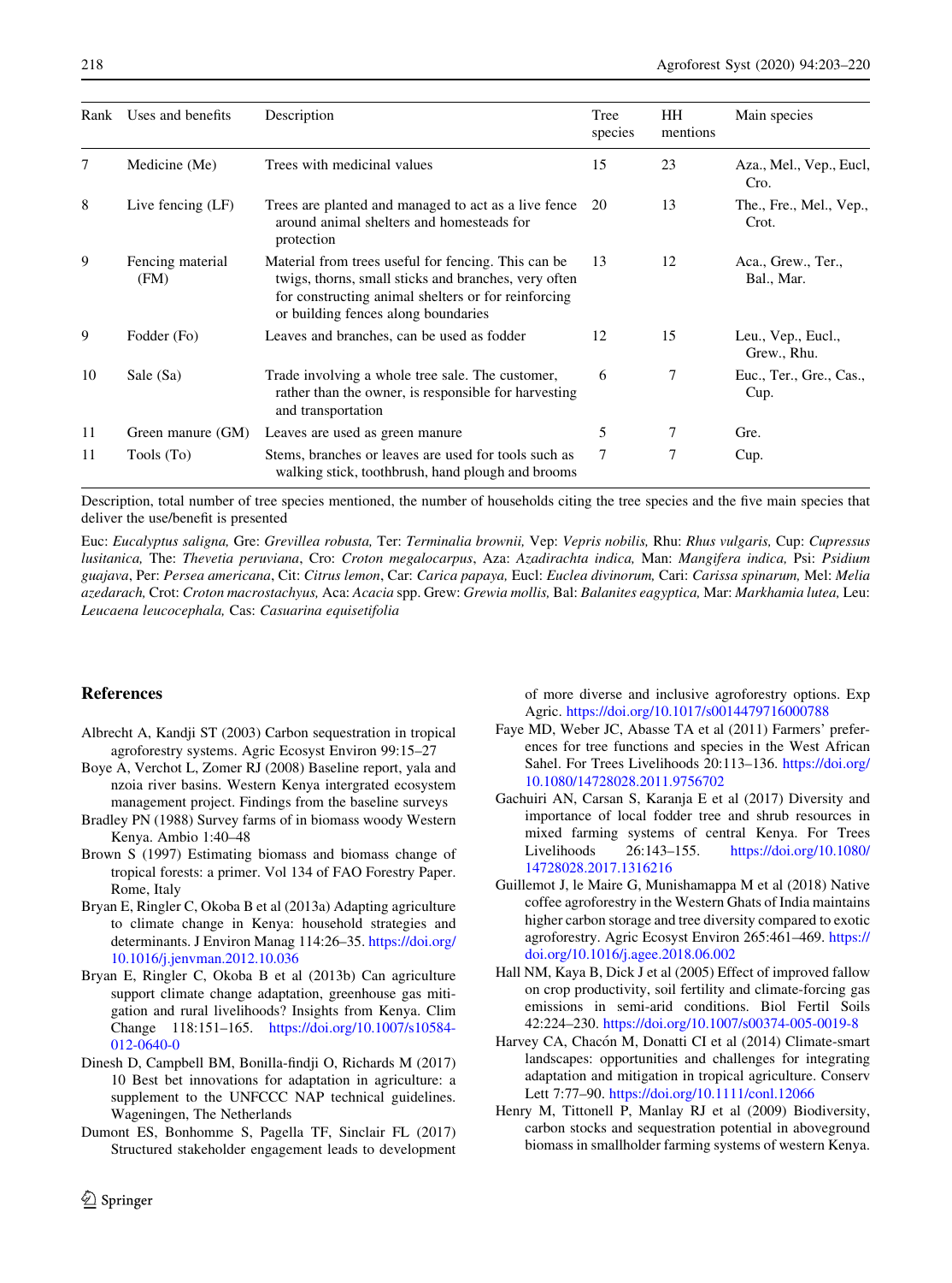| Rank | Uses and benefits | Description | Tree species | HH mentions | Main species |
|---|---|---|---|---|---|
| 7 | Medicine (Me) | Trees with medicinal values | 15 | 23 | Aza., Mel., Vep., Eucl, Cro. |
| 8 | Live fencing (LF) | Trees are planted and managed to act as a live fence around animal shelters and homesteads for protection | 20 | 13 | The., Fre., Mel., Vep., Crot. |
| 9 | Fencing material (FM) | Material from trees useful for fencing. This can be twigs, thorns, small sticks and branches, very often for constructing animal shelters or for reinforcing or building fences along boundaries | 13 | 12 | Aca., Grew., Ter., Bal., Mar. |
| 9 | Fodder (Fo) | Leaves and branches, can be used as fodder | 12 | 15 | Leu., Vep., Eucl., Grew., Rhu. |
| 10 | Sale (Sa) | Trade involving a whole tree sale. The customer, rather than the owner, is responsible for harvesting and transportation | 6 | 7 | Euc., Ter., Gre., Cas., Cup. |
| 11 | Green manure (GM) | Leaves are used as green manure | 5 | 7 | Gre. |
| 11 | Tools (To) | Stems, branches or leaves are used for tools such as walking stick, toothbrush, hand plough and brooms | 7 | 7 | Cup. |

Description, total number of tree species mentioned, the number of households citing the tree species and the five main species that deliver the use/benefit is presented

Euc: *Eucalyptus saligna,* Gre: *Grevillea robusta,* Ter: *Terminalia brownii,* Vep: *Vepris nobilis,* Rhu: *Rhus vulgaris,* Cup: *Cupressus lusitanica,* The: *Thevetia peruviana*, Cro: *Croton megalocarpus*, Aza: *Azadirachta indica,* Man: *Mangifera indica,* Psi: *Psidium guajava*, Per: *Persea americana*, Cit: *Citrus lemon*, Car: *Carica papaya,* Eucl: *Euclea divinorum,* Cari: *Carissa spinarum,* Mel: *Melia azedarach,* Crot: *Croton macrostachyus,* Aca: *Acacia* spp. Grew: *Grewia mollis,* Bal: *Balanites eagyptica,* Mar: *Markhamia lutea,* Leu: *Leucaena leucocephala,* Cas: *Casuarina equisetifolia*

## References

Albrecht A, Kandji ST (2003) Carbon sequestration in tropical agroforestry systems. Agric Ecosyst Environ 99:15–27

Boye A, Verchot L, Zomer RJ (2008) Baseline report, yala and nzoia river basins. Western Kenya intergrated ecosystem management project. Findings from the baseline surveys

Bradley PN (1988) Survey farms of in biomass woody Western Kenya. Ambio 1:40–48

Brown S (1997) Estimating biomass and biomass change of tropical forests: a primer. Vol 134 of FAO Forestry Paper. Rome, Italy

Bryan E, Ringler C, Okoba B et al (2013a) Adapting agriculture to climate change in Kenya: household strategies and determinants. J Environ Manag 114:26–35. https://doi.org/10.1016/j.jenvman.2012.10.036

Bryan E, Ringler C, Okoba B et al (2013b) Can agriculture support climate change adaptation, greenhouse gas mitigation and rural livelihoods? Insights from Kenya. Clim Change 118:151–165. https://doi.org/10.1007/s10584-012-0640-0

Dinesh D, Campbell BM, Bonilla-findji O, Richards M (2017) 10 Best bet innovations for adaptation in agriculture: a supplement to the UNFCCC NAP technical guidelines. Wageningen, The Netherlands

Dumont ES, Bonhomme S, Pagella TF, Sinclair FL (2017) Structured stakeholder engagement leads to development of more diverse and inclusive agroforestry options. Exp Agric. https://doi.org/10.1017/s0014479716000788

Faye MD, Weber JC, Abasse TA et al (2011) Farmers' preferences for tree functions and species in the West African Sahel. For Trees Livelihoods 20:113–136. https://doi.org/10.1080/14728028.2011.9756702

Gachuiri AN, Carsan S, Karanja E et al (2017) Diversity and importance of local fodder tree and shrub resources in mixed farming systems of central Kenya. For Trees Livelihoods 26:143–155. https://doi.org/10.1080/14728028.2017.1316216

Guillemot J, le Maire G, Munishamappa M et al (2018) Native coffee agroforestry in the Western Ghats of India maintains higher carbon storage and tree diversity compared to exotic agroforestry. Agric Ecosyst Environ 265:461–469. https://doi.org/10.1016/j.agee.2018.06.002

Hall NM, Kaya B, Dick J et al (2005) Effect of improved fallow on crop productivity, soil fertility and climate-forcing gas emissions in semi-arid conditions. Biol Fertil Soils 42:224–230. https://doi.org/10.1007/s00374-005-0019-8

Harvey CA, Chacón M, Donatti CI et al (2014) Climate-smart landscapes: opportunities and challenges for integrating adaptation and mitigation in tropical agriculture. Conserv Lett 7:77–90. https://doi.org/10.1111/conl.12066

Henry M, Tittonell P, Manlay RJ et al (2009) Biodiversity, carbon stocks and sequestration potential in aboveground biomass in smallholder farming systems of western Kenya.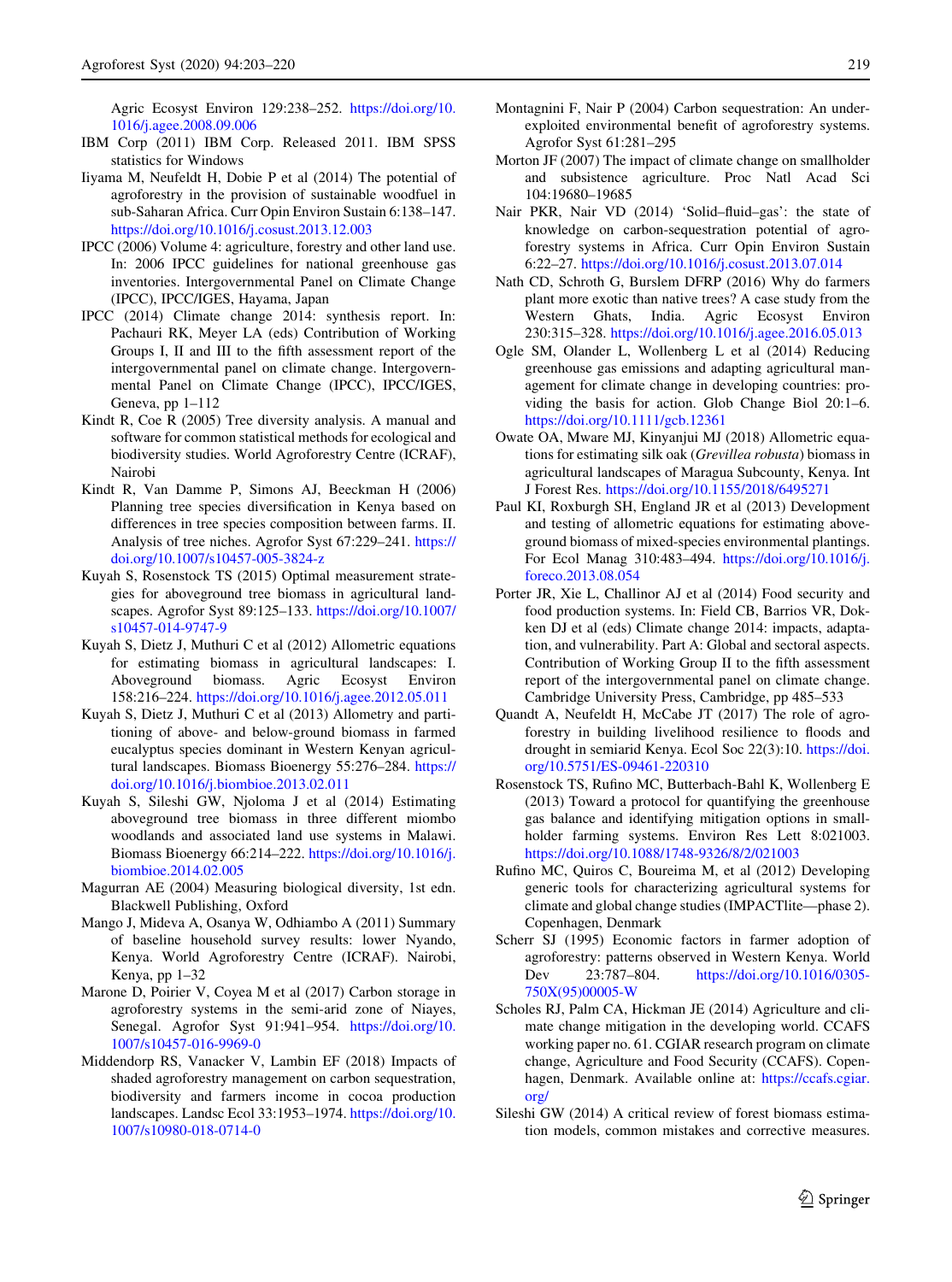Agric Ecosyst Environ 129:238–252. https://doi.org/10.1016/j.agee.2008.09.006

IBM Corp (2011) IBM Corp. Released 2011. IBM SPSS statistics for Windows

Iiyama M, Neufeldt H, Dobie P et al (2014) The potential of agroforestry in the provision of sustainable woodfuel in sub-Saharan Africa. Curr Opin Environ Sustain 6:138–147. https://doi.org/10.1016/j.cosust.2013.12.003

IPCC (2006) Volume 4: agriculture, forestry and other land use. In: 2006 IPCC guidelines for national greenhouse gas inventories. Intergovernmental Panel on Climate Change (IPCC), IPCC/IGES, Hayama, Japan

IPCC (2014) Climate change 2014: synthesis report. In: Pachauri RK, Meyer LA (eds) Contribution of Working Groups I, II and III to the fifth assessment report of the intergovernmental panel on climate change. Intergovernmental Panel on Climate Change (IPCC), IPCC/IGES, Geneva, pp 1–112

Kindt R, Coe R (2005) Tree diversity analysis. A manual and software for common statistical methods for ecological and biodiversity studies. World Agroforestry Centre (ICRAF), Nairobi

Kindt R, Van Damme P, Simons AJ, Beeckman H (2006) Planning tree species diversification in Kenya based on differences in tree species composition between farms. II. Analysis of tree niches. Agrofor Syst 67:229–241. https://doi.org/10.1007/s10457-005-3824-z

Kuyah S, Rosenstock TS (2015) Optimal measurement strategies for aboveground tree biomass in agricultural landscapes. Agrofor Syst 89:125–133. https://doi.org/10.1007/s10457-014-9747-9

Kuyah S, Dietz J, Muthuri C et al (2012) Allometric equations for estimating biomass in agricultural landscapes: I. Aboveground biomass. Agric Ecosyst Environ 158:216–224. https://doi.org/10.1016/j.agee.2012.05.011

Kuyah S, Dietz J, Muthuri C et al (2013) Allometry and partitioning of above- and below-ground biomass in farmed eucalyptus species dominant in Western Kenyan agricultural landscapes. Biomass Bioenergy 55:276–284. https://doi.org/10.1016/j.biombioe.2013.02.011

Kuyah S, Sileshi GW, Njoloma J et al (2014) Estimating aboveground tree biomass in three different miombo woodlands and associated land use systems in Malawi. Biomass Bioenergy 66:214–222. https://doi.org/10.1016/j.biombioe.2014.02.005

Magurran AE (2004) Measuring biological diversity, 1st edn. Blackwell Publishing, Oxford

Mango J, Mideva A, Osanya W, Odhiambo A (2011) Summary of baseline household survey results: lower Nyando, Kenya. World Agroforestry Centre (ICRAF). Nairobi, Kenya, pp 1–32

Marone D, Poirier V, Coyea M et al (2017) Carbon storage in agroforestry systems in the semi-arid zone of Niayes, Senegal. Agrofor Syst 91:941–954. https://doi.org/10.1007/s10457-016-9969-0

Middendorp RS, Vanacker V, Lambin EF (2018) Impacts of shaded agroforestry management on carbon sequestration, biodiversity and farmers income in cocoa production landscapes. Landsc Ecol 33:1953–1974. https://doi.org/10.1007/s10980-018-0714-0

Montagnini F, Nair P (2004) Carbon sequestration: An underexploited environmental benefit of agroforestry systems. Agrofor Syst 61:281–295

Morton JF (2007) The impact of climate change on smallholder and subsistence agriculture. Proc Natl Acad Sci 104:19680–19685

Nair PKR, Nair VD (2014) 'Solid–fluid–gas': the state of knowledge on carbon-sequestration potential of agroforestry systems in Africa. Curr Opin Environ Sustain 6:22–27. https://doi.org/10.1016/j.cosust.2013.07.014

Nath CD, Schroth G, Burslem DFRP (2016) Why do farmers plant more exotic than native trees? A case study from the Western Ghats, India. Agric Ecosyst Environ 230:315–328. https://doi.org/10.1016/j.agee.2016.05.013

Ogle SM, Olander L, Wollenberg L et al (2014) Reducing greenhouse gas emissions and adapting agricultural management for climate change in developing countries: providing the basis for action. Glob Change Biol 20:1–6. https://doi.org/10.1111/gcb.12361

Owate OA, Mware MJ, Kinyanjui MJ (2018) Allometric equations for estimating silk oak (*Grevillea robusta*) biomass in agricultural landscapes of Maragua Subcounty, Kenya. Int J Forest Res. https://doi.org/10.1155/2018/6495271

Paul KI, Roxburgh SH, England JR et al (2013) Development and testing of allometric equations for estimating aboveground biomass of mixed-species environmental plantings. For Ecol Manag 310:483–494. https://doi.org/10.1016/j.foreco.2013.08.054

Porter JR, Xie L, Challinor AJ et al (2014) Food security and food production systems. In: Field CB, Barrios VR, Dokken DJ et al (eds) Climate change 2014: impacts, adaptation, and vulnerability. Part A: Global and sectoral aspects. Contribution of Working Group II to the fifth assessment report of the intergovernmental panel on climate change. Cambridge University Press, Cambridge, pp 485–533

Quandt A, Neufeldt H, McCabe JT (2017) The role of agroforestry in building livelihood resilience to floods and drought in semiarid Kenya. Ecol Soc 22(3):10. https://doi.org/10.5751/ES-09461-220310

Rosenstock TS, Rufino MC, Butterbach-Bahl K, Wollenberg E (2013) Toward a protocol for quantifying the greenhouse gas balance and identifying mitigation options in smallholder farming systems. Environ Res Lett 8:021003. https://doi.org/10.1088/1748-9326/8/2/021003

Rufino MC, Quiros C, Boureima M, et al (2012) Developing generic tools for characterizing agricultural systems for climate and global change studies (IMPACTlite—phase 2). Copenhagen, Denmark

Scherr SJ (1995) Economic factors in farmer adoption of agroforestry: patterns observed in Western Kenya. World Dev 23:787–804. https://doi.org/10.1016/0305-750X(95)00005-W

Scholes RJ, Palm CA, Hickman JE (2014) Agriculture and climate change mitigation in the developing world. CCAFS working paper no. 61. CGIAR research program on climate change, Agriculture and Food Security (CCAFS). Copenhagen, Denmark. Available online at: https://ccafs.cgiar.org/

Sileshi GW (2014) A critical review of forest biomass estimation models, common mistakes and corrective measures.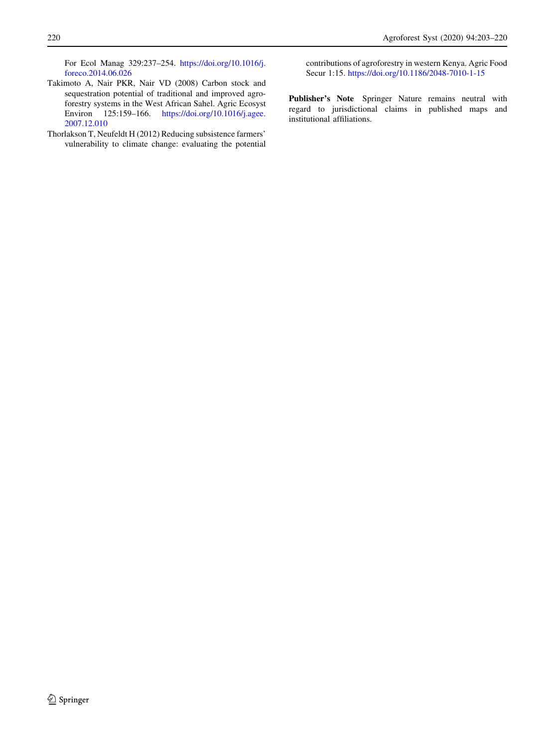For Ecol Manag 329:237–254. https://doi.org/10.1016/j.foreco.2014.06.026

Takimoto A, Nair PKR, Nair VD (2008) Carbon stock and sequestration potential of traditional and improved agroforestry systems in the West African Sahel. Agric Ecosyst Environ 125:159–166. https://doi.org/10.1016/j.agee.2007.12.010

Thorlakson T, Neufeldt H (2012) Reducing subsistence farmers' vulnerability to climate change: evaluating the potential contributions of agroforestry in western Kenya. Agric Food Secur 1:15. https://doi.org/10.1186/2048-7010-1-15

**Publisher's Note** Springer Nature remains neutral with regard to jurisdictional claims in published maps and institutional affiliations.